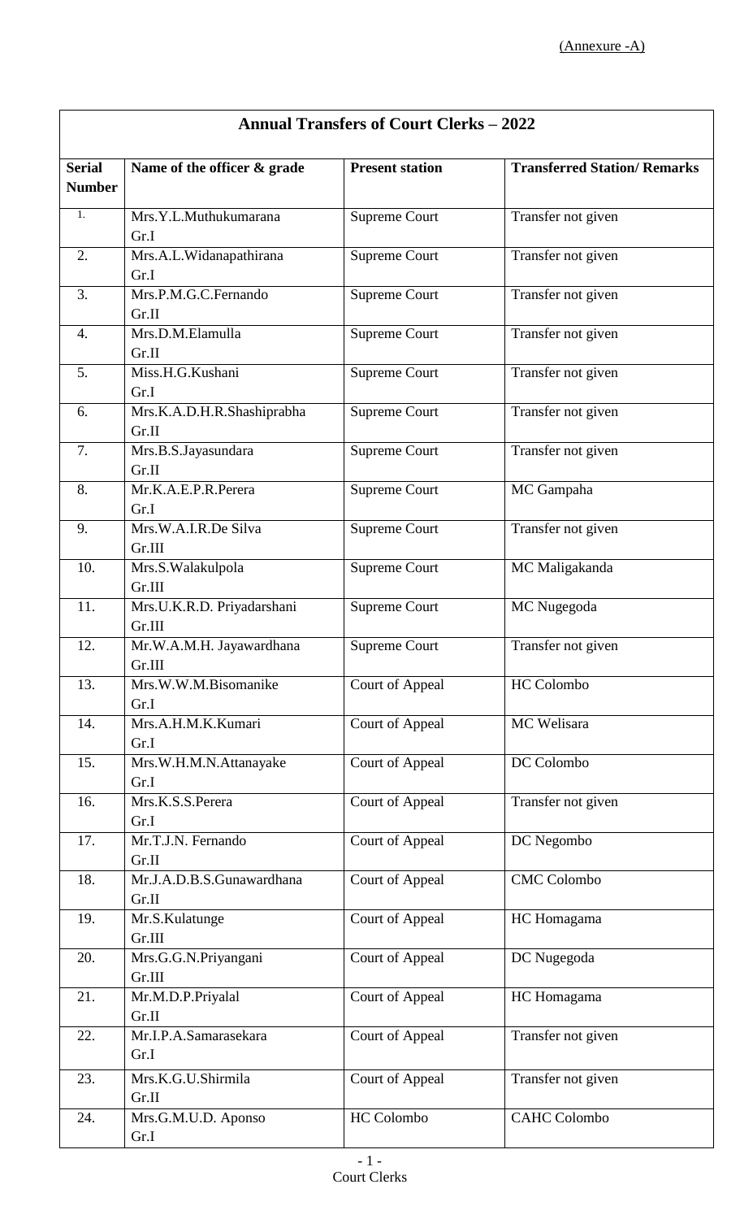(Annexure -A)

| Annual Transfers of Court Clerks – 2022 | | | |
|---|---|---|---|
| **Serial Number** | **Name of the officer & grade** | **Present station** | **Transferred Station/ Remarks** |
| 1. | Mrs.Y.L.Muthukumarana Gr.I | Supreme Court | Transfer not given |
| 2. | Mrs.A.L.Widanapathirana Gr.I | Supreme Court | Transfer not given |
| 3. | Mrs.P.M.G.C.Fernando Gr.II | Supreme Court | Transfer not given |
| 4. | Mrs.D.M.Elamulla Gr.II | Supreme Court | Transfer not given |
| 5. | Miss.H.G.Kushani Gr.I | Supreme Court | Transfer not given |
| 6. | Mrs.K.A.D.H.R.Shashiprabha Gr.II | Supreme Court | Transfer not given |
| 7. | Mrs.B.S.Jayasundara Gr.II | Supreme Court | Transfer not given |
| 8. | Mr.K.A.E.P.R.Perera Gr.I | Supreme Court | MC Gampaha |
| 9. | Mrs.W.A.I.R.De Silva Gr.III | Supreme Court | Transfer not given |
| 10. | Mrs.S.Walakulpola Gr.III | Supreme Court | MC Maligakanda |
| 11. | Mrs.U.K.R.D. Priyadarshani Gr.III | Supreme Court | MC Nugegoda |
| 12. | Mr.W.A.M.H. Jayawardhana Gr.III | Supreme Court | Transfer not given |
| 13. | Mrs.W.W.M.Bisomanike Gr.I | Court of Appeal | HC Colombo |
| 14. | Mrs.A.H.M.K.Kumari Gr.I | Court of Appeal | MC Welisara |
| 15. | Mrs.W.H.M.N.Attanayake Gr.I | Court of Appeal | DC Colombo |
| 16. | Mrs.K.S.S.Perera Gr.I | Court of Appeal | Transfer not given |
| 17. | Mr.T.J.N. Fernando Gr.II | Court of Appeal | DC Negombo |
| 18. | Mr.J.A.D.B.S.Gunawardhana Gr.II | Court of Appeal | CMC Colombo |
| 19. | Mr.S.Kulatunge Gr.III | Court of Appeal | HC Homagama |
| 20. | Mrs.G.G.N.Priyangani Gr.III | Court of Appeal | DC Nugegoda |
| 21. | Mr.M.D.P.Priyalal Gr.II | Court of Appeal | HC Homagama |
| 22. | Mr.I.P.A.Samarasekara Gr.I | Court of Appeal | Transfer not given |
| 23. | Mrs.K.G.U.Shirmila Gr.II | Court of Appeal | Transfer not given |
| 24. | Mrs.G.M.U.D. Aponso Gr.I | HC Colombo | CAHC Colombo |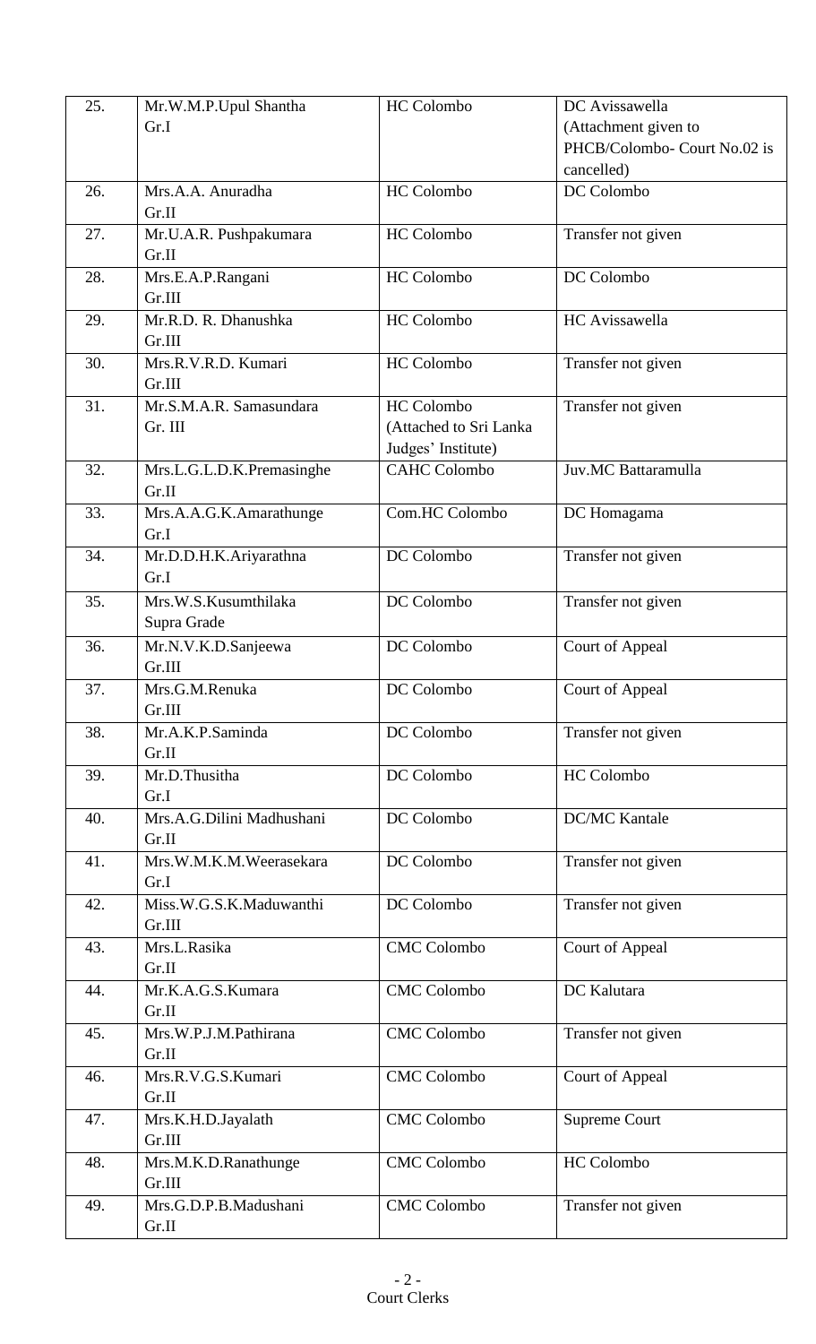| 25. | Mr.W.M.P.Upul Shantha<br>Gr.I | HC Colombo | DC Avissawella<br>(Attachment given to PHCB/Colombo- Court No.02 is cancelled) |
|---|---|---|---|
| 26. | Mrs.A.A. Anuradha<br>Gr.II | HC Colombo | DC Colombo |
| 27. | Mr.U.A.R. Pushpakumara<br>Gr.II | HC Colombo | Transfer not given |
| 28. | Mrs.E.A.P.Rangani<br>Gr.III | HC Colombo | DC Colombo |
| 29. | Mr.R.D. R. Dhanushka<br>Gr.III | HC Colombo | HC Avissawella |
| 30. | Mrs.R.V.R.D. Kumari<br>Gr.III | HC Colombo | Transfer not given |
| 31. | Mr.S.M.A.R. Samasundara<br>Gr. III | HC Colombo<br>(Attached to Sri Lanka Judges' Institute) | Transfer not given |
| 32. | Mrs.L.G.L.D.K.Premasinghe<br>Gr.II | CAHC Colombo | Juv.MC Battaramulla |
| 33. | Mrs.A.A.G.K.Amarathunge<br>Gr.I | Com.HC Colombo | DC Homagama |
| 34. | Mr.D.D.H.K.Ariyarathna<br>Gr.I | DC Colombo | Transfer not given |
| 35. | Mrs.W.S.Kusumthilaka<br>Supra Grade | DC Colombo | Transfer not given |
| 36. | Mr.N.V.K.D.Sanjeewa<br>Gr.III | DC Colombo | Court of Appeal |
| 37. | Mrs.G.M.Renuka<br>Gr.III | DC Colombo | Court of Appeal |
| 38. | Mr.A.K.P.Saminda<br>Gr.II | DC Colombo | Transfer not given |
| 39. | Mr.D.Thusitha<br>Gr.I | DC Colombo | HC Colombo |
| 40. | Mrs.A.G.Dilini Madhushani<br>Gr.II | DC Colombo | DC/MC Kantale |
| 41. | Mrs.W.M.K.M.Weerasekara<br>Gr.I | DC Colombo | Transfer not given |
| 42. | Miss.W.G.S.K.Maduwanthi<br>Gr.III | DC Colombo | Transfer not given |
| 43. | Mrs.L.Rasika<br>Gr.II | CMC Colombo | Court of Appeal |
| 44. | Mr.K.A.G.S.Kumara<br>Gr.II | CMC Colombo | DC Kalutara |
| 45. | Mrs.W.P.J.M.Pathirana<br>Gr.II | CMC Colombo | Transfer not given |
| 46. | Mrs.R.V.G.S.Kumari<br>Gr.II | CMC Colombo | Court of Appeal |
| 47. | Mrs.K.H.D.Jayalath<br>Gr.III | CMC Colombo | Supreme Court |
| 48. | Mrs.M.K.D.Ranathunge<br>Gr.III | CMC Colombo | HC Colombo |
| 49. | Mrs.G.D.P.B.Madushani<br>Gr.II | CMC Colombo | Transfer not given |

Court Clerks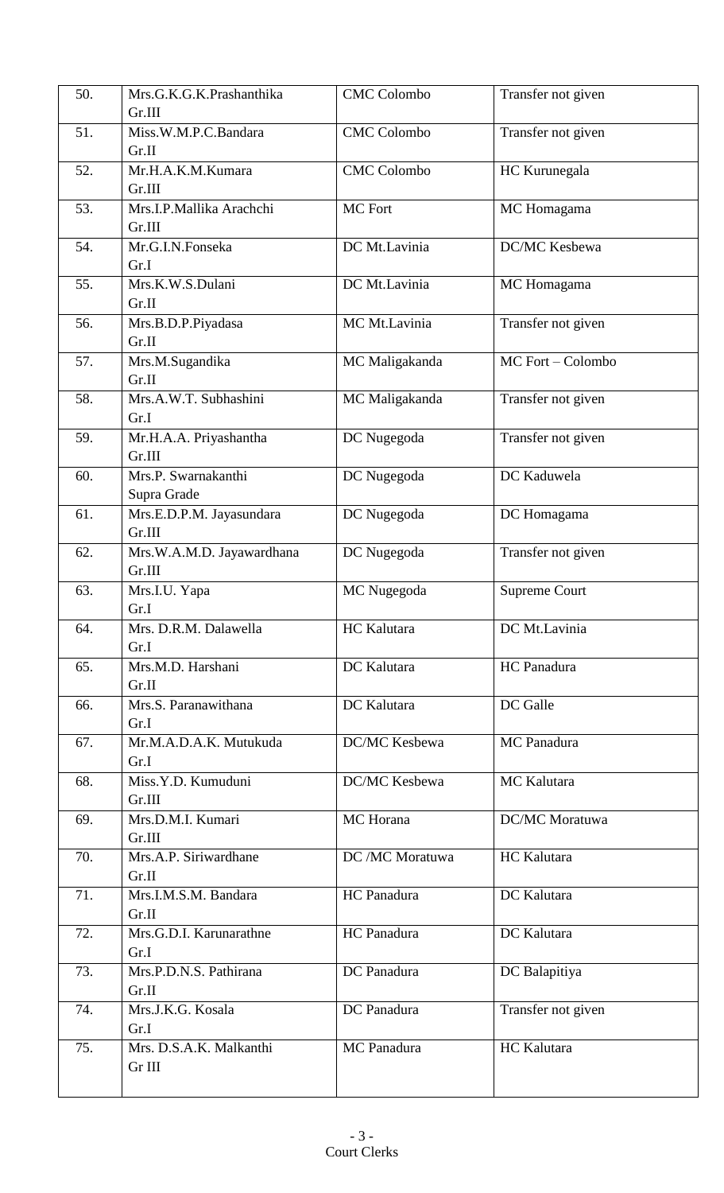| 50. | Mrs.G.K.G.K.Prashanthika Gr.III | CMC Colombo | Transfer not given |
|---|---|---|---|
| 51. | Miss.W.M.P.C.Bandara Gr.II | CMC Colombo | Transfer not given |
| 52. | Mr.H.A.K.M.Kumara Gr.III | CMC Colombo | HC Kurunegala |
| 53. | Mrs.I.P.Mallika Arachchi Gr.III | MC Fort | MC Homagama |
| 54. | Mr.G.I.N.Fonseka Gr.I | DC Mt.Lavinia | DC/MC Kesbewa |
| 55. | Mrs.K.W.S.Dulani Gr.II | DC Mt.Lavinia | MC Homagama |
| 56. | Mrs.B.D.P.Piyadasa Gr.II | MC Mt.Lavinia | Transfer not given |
| 57. | Mrs.M.Sugandika Gr.II | MC Maligakanda | MC Fort – Colombo |
| 58. | Mrs.A.W.T. Subhashini Gr.I | MC Maligakanda | Transfer not given |
| 59. | Mr.H.A.A. Priyashantha Gr.III | DC Nugegoda | Transfer not given |
| 60. | Mrs.P. Swarnakanthi Supra Grade | DC Nugegoda | DC Kaduwela |
| 61. | Mrs.E.D.P.M. Jayasundara Gr.III | DC Nugegoda | DC Homagama |
| 62. | Mrs.W.A.M.D. Jayawardhana Gr.III | DC Nugegoda | Transfer not given |
| 63. | Mrs.I.U. Yapa Gr.I | MC Nugegoda | Supreme Court |
| 64. | Mrs. D.R.M. Dalawella Gr.I | HC Kalutara | DC Mt.Lavinia |
| 65. | Mrs.M.D. Harshani Gr.II | DC Kalutara | HC Panadura |
| 66. | Mrs.S. Paranawithana Gr.I | DC Kalutara | DC Galle |
| 67. | Mr.M.A.D.A.K. Mutukuda Gr.I | DC/MC Kesbewa | MC Panadura |
| 68. | Miss.Y.D. Kumuduni Gr.III | DC/MC Kesbewa | MC Kalutara |
| 69. | Mrs.D.M.I. Kumari Gr.III | MC Horana | DC/MC Moratuwa |
| 70. | Mrs.A.P. Siriwardhane Gr.II | DC /MC Moratuwa | HC Kalutara |
| 71. | Mrs.I.M.S.M. Bandara Gr.II | HC Panadura | DC Kalutara |
| 72. | Mrs.G.D.I. Karunarathne Gr.I | HC Panadura | DC Kalutara |
| 73. | Mrs.P.D.N.S. Pathirana Gr.II | DC Panadura | DC Balapitiya |
| 74. | Mrs.J.K.G. Kosala Gr.I | DC Panadura | Transfer not given |
| 75. | Mrs. D.S.A.K. Malkanthi Gr III | MC Panadura | HC Kalutara |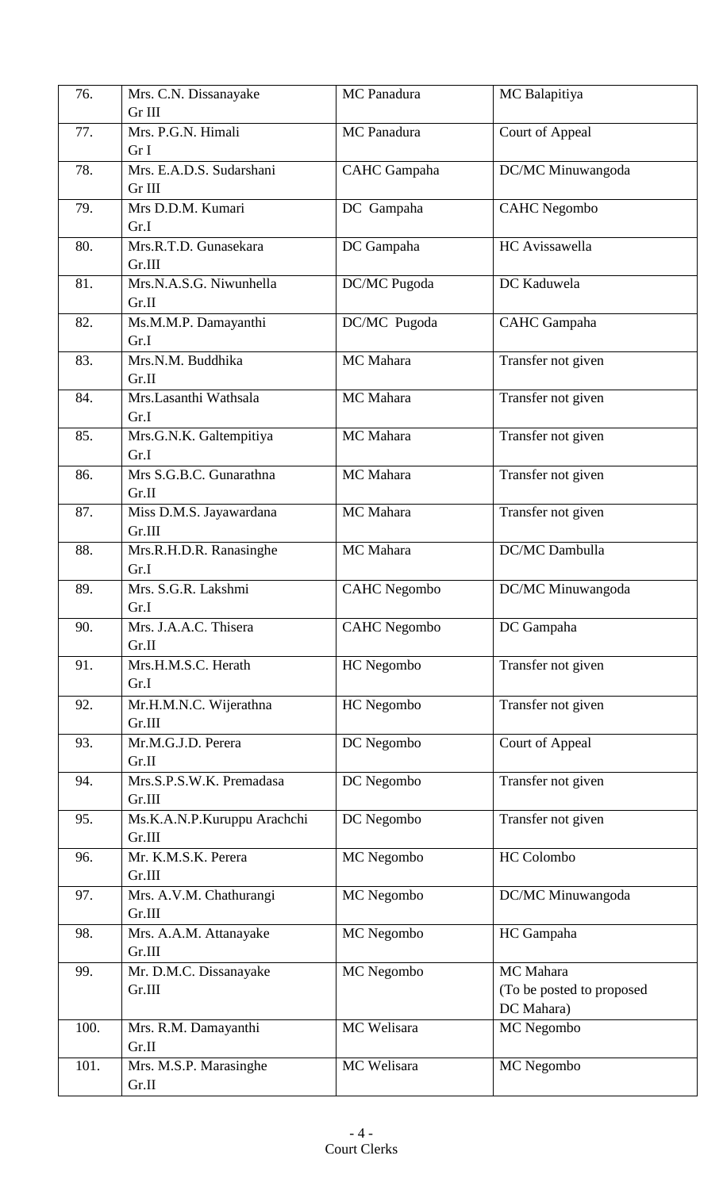| 76. | Mrs. C.N. Dissanayake<br>Gr III | MC Panadura | MC Balapitiya |
|---|---|---|---|
| 77. | Mrs. P.G.N. Himali<br>Gr I | MC Panadura | Court of Appeal |
| 78. | Mrs. E.A.D.S. Sudarshani<br>Gr III | CAHC Gampaha | DC/MC Minuwangoda |
| 79. | Mrs D.D.M. Kumari<br>Gr.I | DC Gampaha | CAHC Negombo |
| 80. | Mrs.R.T.D. Gunasekara<br>Gr.III | DC Gampaha | HC Avissawella |
| 81. | Mrs.N.A.S.G. Niwunhella<br>Gr.II | DC/MC Pugoda | DC Kaduwela |
| 82. | Ms.M.M.P. Damayanthi<br>Gr.I | DC/MC Pugoda | CAHC Gampaha |
| 83. | Mrs.N.M. Buddhika<br>Gr.II | MC Mahara | Transfer not given |
| 84. | Mrs.Lasanthi Wathsala<br>Gr.I | MC Mahara | Transfer not given |
| 85. | Mrs.G.N.K. Galtempitiya<br>Gr.I | MC Mahara | Transfer not given |
| 86. | Mrs S.G.B.C. Gunarathna<br>Gr.II | MC Mahara | Transfer not given |
| 87. | Miss D.M.S. Jayawardana<br>Gr.III | MC Mahara | Transfer not given |
| 88. | Mrs.R.H.D.R. Ranasinghe<br>Gr.I | MC Mahara | DC/MC Dambulla |
| 89. | Mrs. S.G.R. Lakshmi<br>Gr.I | CAHC Negombo | DC/MC Minuwangoda |
| 90. | Mrs. J.A.A.C. Thisera<br>Gr.II | CAHC Negombo | DC Gampaha |
| 91. | Mrs.H.M.S.C. Herath<br>Gr.I | HC Negombo | Transfer not given |
| 92. | Mr.H.M.N.C. Wijerathna<br>Gr.III | HC Negombo | Transfer not given |
| 93. | Mr.M.G.J.D. Perera<br>Gr.II | DC Negombo | Court of Appeal |
| 94. | Mrs.S.P.S.W.K. Premadasa<br>Gr.III | DC Negombo | Transfer not given |
| 95. | Ms.K.A.N.P.Kuruppu Arachchi<br>Gr.III | DC Negombo | Transfer not given |
| 96. | Mr. K.M.S.K. Perera<br>Gr.III | MC Negombo | HC Colombo |
| 97. | Mrs. A.V.M. Chathurangi<br>Gr.III | MC Negombo | DC/MC Minuwangoda |
| 98. | Mrs. A.A.M. Attanayake<br>Gr.III | MC Negombo | HC Gampaha |
| 99. | Mr. D.M.C. Dissanayake<br>Gr.III | MC Negombo | MC Mahara<br>(To be posted to proposed DC Mahara) |
| 100. | Mrs. R.M. Damayanthi<br>Gr.II | MC Welisara | MC Negombo |
| 101. | Mrs. M.S.P. Marasinghe<br>Gr.II | MC Welisara | MC Negombo |

Court Clerks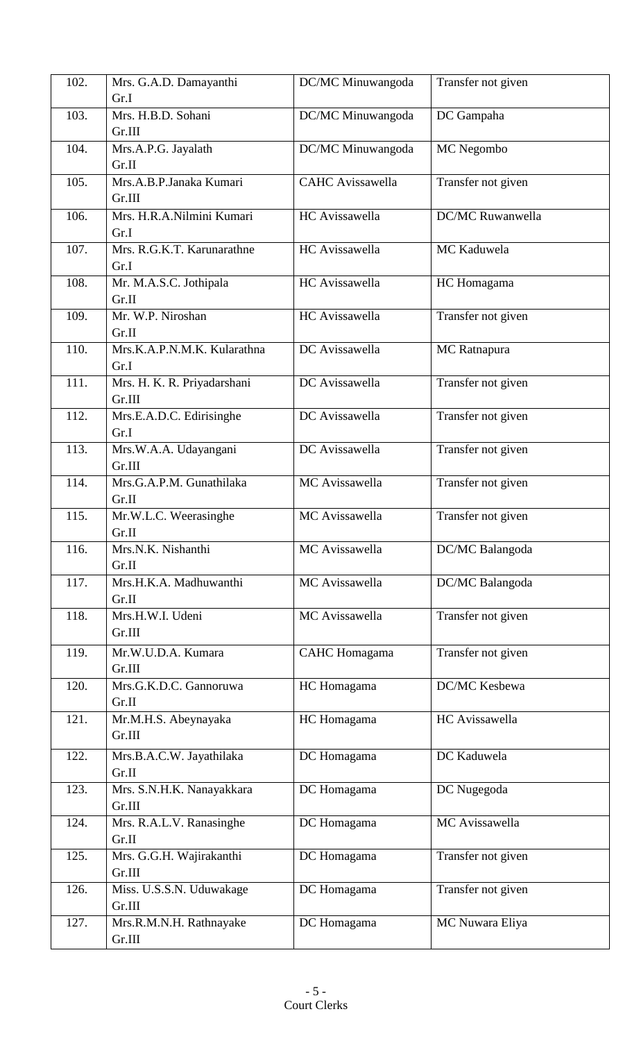| 102. | Mrs. G.A.D. Damayanthi Gr.I | DC/MC Minuwangoda | Transfer not given |
|---|---|---|---|
| 103. | Mrs. H.B.D. Sohani Gr.III | DC/MC Minuwangoda | DC Gampaha |
| 104. | Mrs.A.P.G. Jayalath Gr.II | DC/MC Minuwangoda | MC Negombo |
| 105. | Mrs.A.B.P.Janaka Kumari Gr.III | CAHC Avissawella | Transfer not given |
| 106. | Mrs. H.R.A.Nilmini Kumari Gr.I | HC Avissawella | DC/MC Ruwanwella |
| 107. | Mrs. R.G.K.T. Karunarathne Gr.I | HC Avissawella | MC Kaduwela |
| 108. | Mr. M.A.S.C. Jothipala Gr.II | HC Avissawella | HC Homagama |
| 109. | Mr. W.P. Niroshan Gr.II | HC Avissawella | Transfer not given |
| 110. | Mrs.K.A.P.N.M.K. Kularathna Gr.I | DC Avissawella | MC Ratnapura |
| 111. | Mrs. H. K. R. Priyadarshani Gr.III | DC Avissawella | Transfer not given |
| 112. | Mrs.E.A.D.C. Edirisinghe Gr.I | DC Avissawella | Transfer not given |
| 113. | Mrs.W.A.A. Udayangani Gr.III | DC Avissawella | Transfer not given |
| 114. | Mrs.G.A.P.M. Gunathilaka Gr.II | MC Avissawella | Transfer not given |
| 115. | Mr.W.L.C. Weerasinghe Gr.II | MC Avissawella | Transfer not given |
| 116. | Mrs.N.K. Nishanthi Gr.II | MC Avissawella | DC/MC Balangoda |
| 117. | Mrs.H.K.A. Madhuwanthi Gr.II | MC Avissawella | DC/MC Balangoda |
| 118. | Mrs.H.W.I. Udeni Gr.III | MC Avissawella | Transfer not given |
| 119. | Mr.W.U.D.A. Kumara Gr.III | CAHC Homagama | Transfer not given |
| 120. | Mrs.G.K.D.C. Gannoruwa Gr.II | HC Homagama | DC/MC Kesbewa |
| 121. | Mr.M.H.S. Abeynayaka Gr.III | HC Homagama | HC Avissawella |
| 122. | Mrs.B.A.C.W. Jayathilaka Gr.II | DC Homagama | DC Kaduwela |
| 123. | Mrs. S.N.H.K. Nanayakkara Gr.III | DC Homagama | DC Nugegoda |
| 124. | Mrs. R.A.L.V. Ranasinghe Gr.II | DC Homagama | MC Avissawella |
| 125. | Mrs. G.G.H. Wajirakanthi Gr.III | DC Homagama | Transfer not given |
| 126. | Miss. U.S.S.N. Uduwakage Gr.III | DC Homagama | Transfer not given |
| 127. | Mrs.R.M.N.H. Rathnayake Gr.III | DC Homagama | MC Nuwara Eliya |

Court Clerks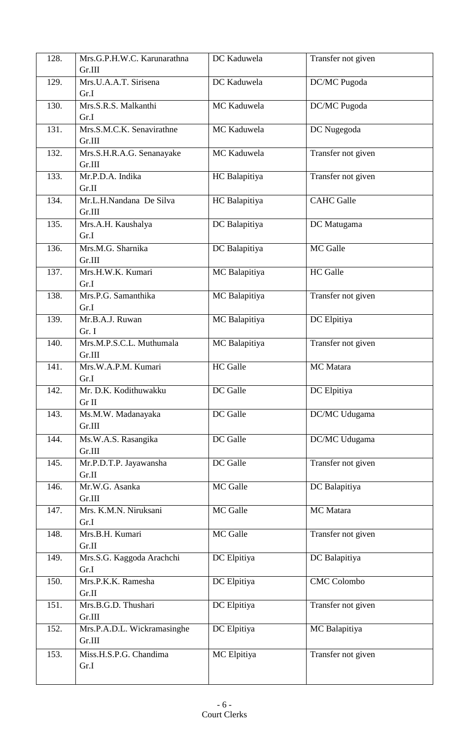| 128. | Mrs.G.P.H.W.C. Karunarathna Gr.III | DC Kaduwela | Transfer not given |
|---|---|---|---|
| 129. | Mrs.U.A.A.T. Sirisena Gr.I | DC Kaduwela | DC/MC Pugoda |
| 130. | Mrs.S.R.S. Malkanthi Gr.I | MC Kaduwela | DC/MC Pugoda |
| 131. | Mrs.S.M.C.K. Senavirathne Gr.III | MC Kaduwela | DC Nugegoda |
| 132. | Mrs.S.H.R.A.G. Senanayake Gr.III | MC Kaduwela | Transfer not given |
| 133. | Mr.P.D.A. Indika Gr.II | HC Balapitiya | Transfer not given |
| 134. | Mr.L.H.Nandana De Silva Gr.III | HC Balapitiya | CAHC Galle |
| 135. | Mrs.A.H. Kaushalya Gr.I | DC Balapitiya | DC Matugama |
| 136. | Mrs.M.G. Sharnika Gr.III | DC Balapitiya | MC Galle |
| 137. | Mrs.H.W.K. Kumari Gr.I | MC Balapitiya | HC Galle |
| 138. | Mrs.P.G. Samanthika Gr.I | MC Balapitiya | Transfer not given |
| 139. | Mr.B.A.J. Ruwan Gr. I | MC Balapitiya | DC Elpitiya |
| 140. | Mrs.M.P.S.C.L. Muthumala Gr.III | MC Balapitiya | Transfer not given |
| 141. | Mrs.W.A.P.M. Kumari Gr.I | HC Galle | MC Matara |
| 142. | Mr. D.K. Kodithuwakku Gr II | DC Galle | DC Elpitiya |
| 143. | Ms.M.W. Madanayaka Gr.III | DC Galle | DC/MC Udugama |
| 144. | Ms.W.A.S. Rasangika Gr.III | DC Galle | DC/MC Udugama |
| 145. | Mr.P.D.T.P. Jayawansha Gr.II | DC Galle | Transfer not given |
| 146. | Mr.W.G. Asanka Gr.III | MC Galle | DC Balapitiya |
| 147. | Mrs. K.M.N. Niruksani Gr.I | MC Galle | MC Matara |
| 148. | Mrs.B.H. Kumari Gr.II | MC Galle | Transfer not given |
| 149. | Mrs.S.G. Kaggoda Arachchi Gr.I | DC Elpitiya | DC Balapitiya |
| 150. | Mrs.P.K.K. Ramesha Gr.II | DC Elpitiya | CMC Colombo |
| 151. | Mrs.B.G.D. Thushari Gr.III | DC Elpitiya | Transfer not given |
| 152. | Mrs.P.A.D.L. Wickramasinghe Gr.III | DC Elpitiya | MC Balapitiya |
| 153. | Miss.H.S.P.G. Chandima Gr.I | MC Elpitiya | Transfer not given |

Court Clerks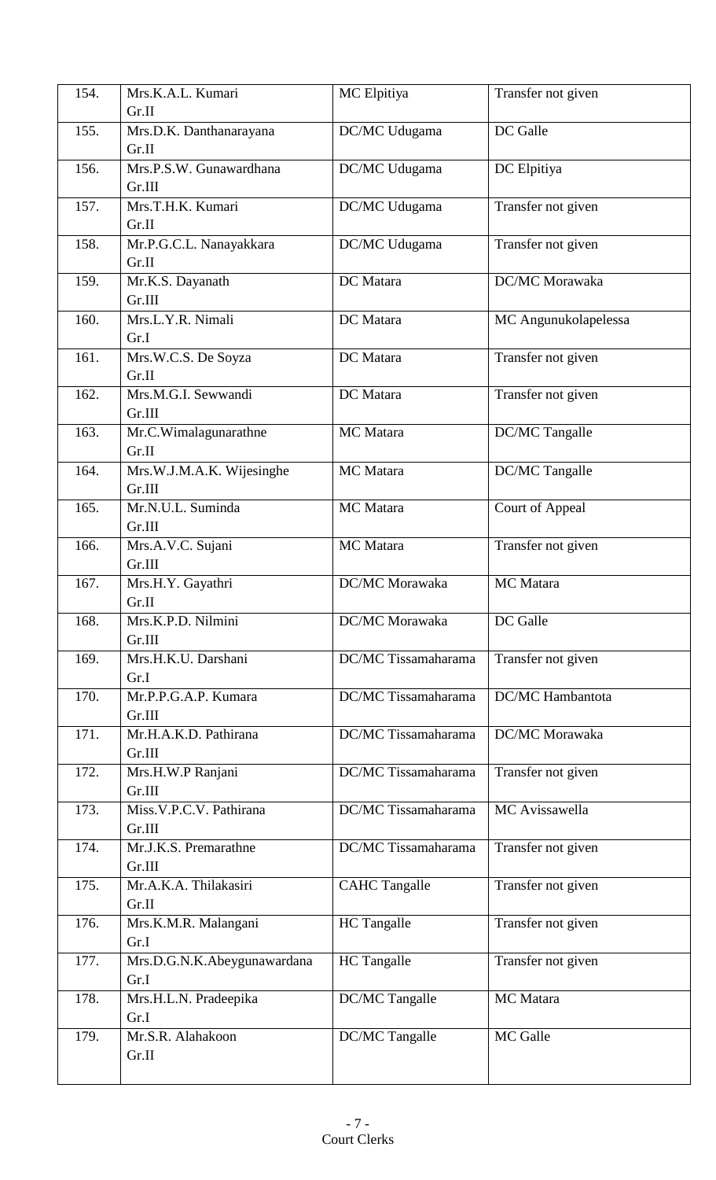| 154. | Mrs.K.A.L. Kumari Gr.II | MC Elpitiya | Transfer not given |
|---|---|---|---|
| 155. | Mrs.D.K. Danthanarayana Gr.II | DC/MC Udugama | DC Galle |
| 156. | Mrs.P.S.W. Gunawardhana Gr.III | DC/MC Udugama | DC Elpitiya |
| 157. | Mrs.T.H.K. Kumari Gr.II | DC/MC Udugama | Transfer not given |
| 158. | Mr.P.G.C.L. Nanayakkara Gr.II | DC/MC Udugama | Transfer not given |
| 159. | Mr.K.S. Dayanath Gr.III | DC Matara | DC/MC Morawaka |
| 160. | Mrs.L.Y.R. Nimali Gr.I | DC Matara | MC Angunukolapelessa |
| 161. | Mrs.W.C.S. De Soyza Gr.II | DC Matara | Transfer not given |
| 162. | Mrs.M.G.I. Sewwandi Gr.III | DC Matara | Transfer not given |
| 163. | Mr.C.Wimalagunarathne Gr.II | MC Matara | DC/MC Tangalle |
| 164. | Mrs.W.J.M.A.K. Wijesinghe Gr.III | MC Matara | DC/MC Tangalle |
| 165. | Mr.N.U.L. Suminda Gr.III | MC Matara | Court of Appeal |
| 166. | Mrs.A.V.C. Sujani Gr.III | MC Matara | Transfer not given |
| 167. | Mrs.H.Y. Gayathri Gr.II | DC/MC Morawaka | MC Matara |
| 168. | Mrs.K.P.D. Nilmini Gr.III | DC/MC Morawaka | DC Galle |
| 169. | Mrs.H.K.U. Darshani Gr.I | DC/MC Tissamaharama | Transfer not given |
| 170. | Mr.P.P.G.A.P. Kumara Gr.III | DC/MC Tissamaharama | DC/MC Hambantota |
| 171. | Mr.H.A.K.D. Pathirana Gr.III | DC/MC Tissamaharama | DC/MC Morawaka |
| 172. | Mrs.H.W.P Ranjani Gr.III | DC/MC Tissamaharama | Transfer not given |
| 173. | Miss.V.P.C.V. Pathirana Gr.III | DC/MC Tissamaharama | MC Avissawella |
| 174. | Mr.J.K.S. Premarathne Gr.III | DC/MC Tissamaharama | Transfer not given |
| 175. | Mr.A.K.A. Thilakasiri Gr.II | CAHC Tangalle | Transfer not given |
| 176. | Mrs.K.M.R. Malangani Gr.I | HC Tangalle | Transfer not given |
| 177. | Mrs.D.G.N.K.Abeygunawardana Gr.I | HC Tangalle | Transfer not given |
| 178. | Mrs.H.L.N. Pradeepika Gr.I | DC/MC Tangalle | MC Matara |
| 179. | Mr.S.R. Alahakoon Gr.II | DC/MC Tangalle | MC Galle |

Court Clerks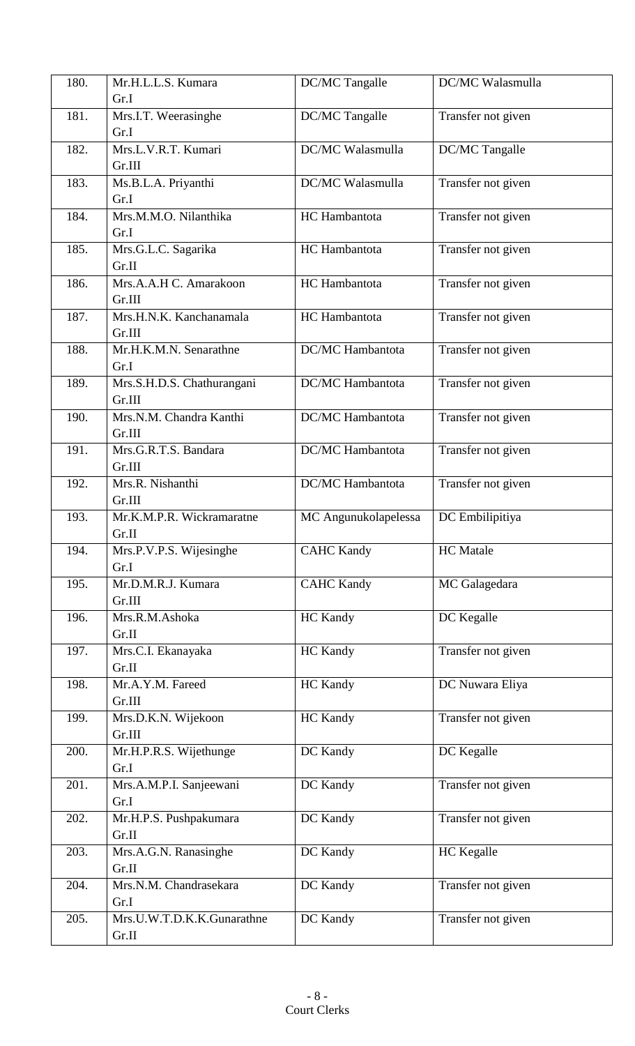| 180. | Mr.H.L.L.S. Kumara<br>Gr.I | DC/MC Tangalle | DC/MC Walasmulla |
|---|---|---|---|
| 181. | Mrs.I.T. Weerasinghe<br>Gr.I | DC/MC Tangalle | Transfer not given |
| 182. | Mrs.L.V.R.T. Kumari<br>Gr.III | DC/MC Walasmulla | DC/MC Tangalle |
| 183. | Ms.B.L.A. Priyanthi<br>Gr.I | DC/MC Walasmulla | Transfer not given |
| 184. | Mrs.M.M.O. Nilanthika<br>Gr.I | HC Hambantota | Transfer not given |
| 185. | Mrs.G.L.C. Sagarika<br>Gr.II | HC Hambantota | Transfer not given |
| 186. | Mrs.A.A.H C. Amarakoon<br>Gr.III | HC Hambantota | Transfer not given |
| 187. | Mrs.H.N.K. Kanchanamala<br>Gr.III | HC Hambantota | Transfer not given |
| 188. | Mr.H.K.M.N. Senarathne<br>Gr.I | DC/MC Hambantota | Transfer not given |
| 189. | Mrs.S.H.D.S. Chathurangani<br>Gr.III | DC/MC Hambantota | Transfer not given |
| 190. | Mrs.N.M. Chandra Kanthi<br>Gr.III | DC/MC Hambantota | Transfer not given |
| 191. | Mrs.G.R.T.S. Bandara<br>Gr.III | DC/MC Hambantota | Transfer not given |
| 192. | Mrs.R. Nishanthi<br>Gr.III | DC/MC Hambantota | Transfer not given |
| 193. | Mr.K.M.P.R. Wickramaratne<br>Gr.II | MC Angunukolapelessa | DC Embilipitiya |
| 194. | Mrs.P.V.P.S. Wijesinghe<br>Gr.I | CAHC Kandy | HC Matale |
| 195. | Mr.D.M.R.J. Kumara<br>Gr.III | CAHC Kandy | MC Galagedara |
| 196. | Mrs.R.M.Ashoka<br>Gr.II | HC Kandy | DC Kegalle |
| 197. | Mrs.C.I. Ekanayaka<br>Gr.II | HC Kandy | Transfer not given |
| 198. | Mr.A.Y.M. Fareed<br>Gr.III | HC Kandy | DC Nuwara Eliya |
| 199. | Mrs.D.K.N. Wijekoon<br>Gr.III | HC Kandy | Transfer not given |
| 200. | Mr.H.P.R.S. Wijethunge<br>Gr.I | DC Kandy | DC Kegalle |
| 201. | Mrs.A.M.P.I. Sanjeewani<br>Gr.I | DC Kandy | Transfer not given |
| 202. | Mr.H.P.S. Pushpakumara<br>Gr.II | DC Kandy | Transfer not given |
| 203. | Mrs.A.G.N. Ranasinghe<br>Gr.II | DC Kandy | HC Kegalle |
| 204. | Mrs.N.M. Chandrasekara<br>Gr.I | DC Kandy | Transfer not given |
| 205. | Mrs.U.W.T.D.K.K.Gunarathne<br>Gr.II | DC Kandy | Transfer not given |

Court Clerks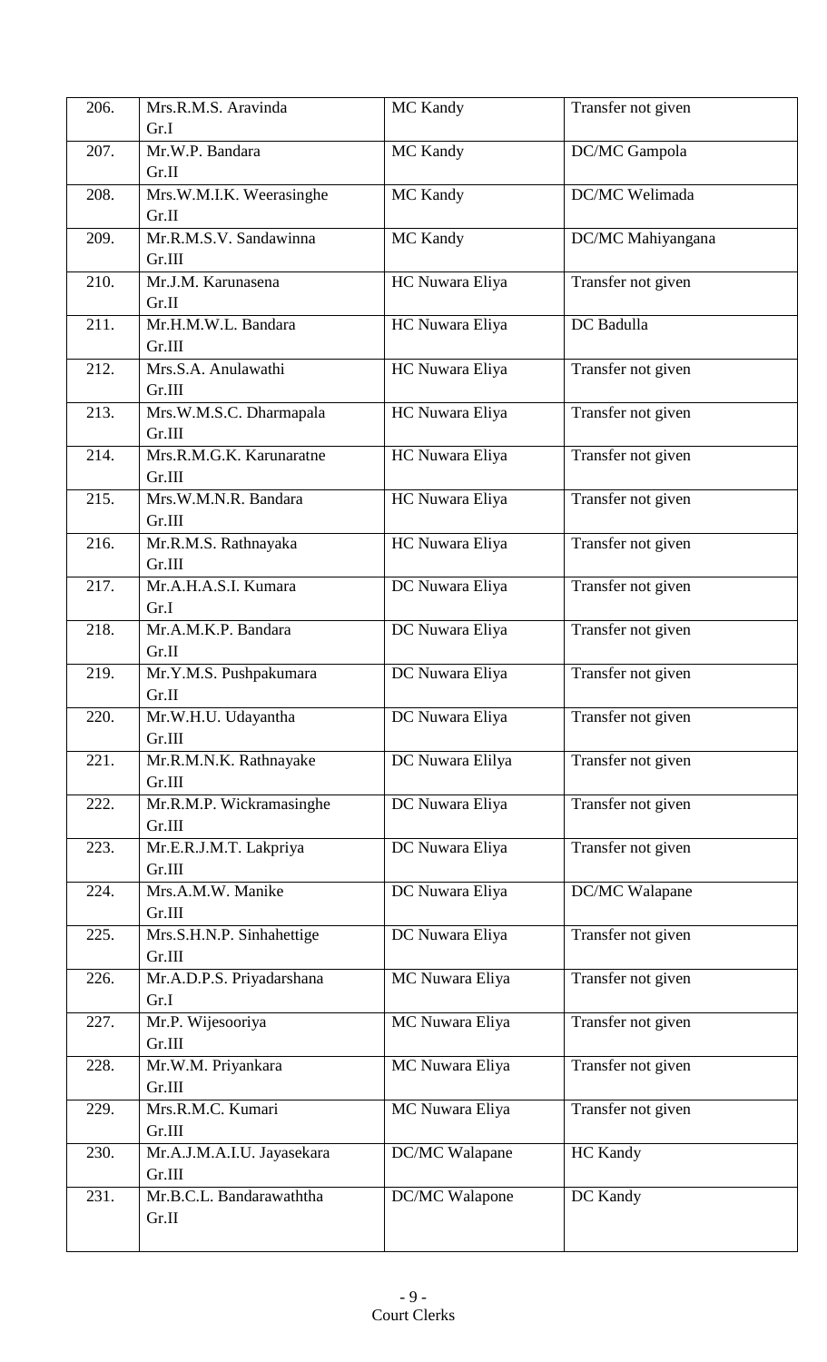| 206. | Mrs.R.M.S. Aravinda Gr.I | MC Kandy | Transfer not given |
|---|---|---|---|
| 207. | Mr.W.P. Bandara Gr.II | MC Kandy | DC/MC Gampola |
| 208. | Mrs.W.M.I.K. Weerasinghe Gr.II | MC Kandy | DC/MC Welimada |
| 209. | Mr.R.M.S.V. Sandawinna Gr.III | MC Kandy | DC/MC Mahiyangana |
| 210. | Mr.J.M. Karunasena Gr.II | HC Nuwara Eliya | Transfer not given |
| 211. | Mr.H.M.W.L. Bandara Gr.III | HC Nuwara Eliya | DC Badulla |
| 212. | Mrs.S.A. Anulawathi Gr.III | HC Nuwara Eliya | Transfer not given |
| 213. | Mrs.W.M.S.C. Dharmapala Gr.III | HC Nuwara Eliya | Transfer not given |
| 214. | Mrs.R.M.G.K. Karunaratne Gr.III | HC Nuwara Eliya | Transfer not given |
| 215. | Mrs.W.M.N.R. Bandara Gr.III | HC Nuwara Eliya | Transfer not given |
| 216. | Mr.R.M.S. Rathnayaka Gr.III | HC Nuwara Eliya | Transfer not given |
| 217. | Mr.A.H.A.S.I. Kumara Gr.I | DC Nuwara Eliya | Transfer not given |
| 218. | Mr.A.M.K.P. Bandara Gr.II | DC Nuwara Eliya | Transfer not given |
| 219. | Mr.Y.M.S. Pushpakumara Gr.II | DC Nuwara Eliya | Transfer not given |
| 220. | Mr.W.H.U. Udayantha Gr.III | DC Nuwara Eliya | Transfer not given |
| 221. | Mr.R.M.N.K. Rathnayake Gr.III | DC Nuwara Elilya | Transfer not given |
| 222. | Mr.R.M.P. Wickramasinghe Gr.III | DC Nuwara Eliya | Transfer not given |
| 223. | Mr.E.R.J.M.T. Lakpriya Gr.III | DC Nuwara Eliya | Transfer not given |
| 224. | Mrs.A.M.W. Manike Gr.III | DC Nuwara Eliya | DC/MC Walapane |
| 225. | Mrs.S.H.N.P. Sinhahettige Gr.III | DC Nuwara Eliya | Transfer not given |
| 226. | Mr.A.D.P.S. Priyadarshana Gr.I | MC Nuwara Eliya | Transfer not given |
| 227. | Mr.P. Wijesooriya Gr.III | MC Nuwara Eliya | Transfer not given |
| 228. | Mr.W.M. Priyankara Gr.III | MC Nuwara Eliya | Transfer not given |
| 229. | Mrs.R.M.C. Kumari Gr.III | MC Nuwara Eliya | Transfer not given |
| 230. | Mr.A.J.M.A.I.U. Jayasekara Gr.III | DC/MC Walapane | HC Kandy |
| 231. | Mr.B.C.L. Bandarawaththa Gr.II | DC/MC Walapone | DC Kandy |

Court Clerks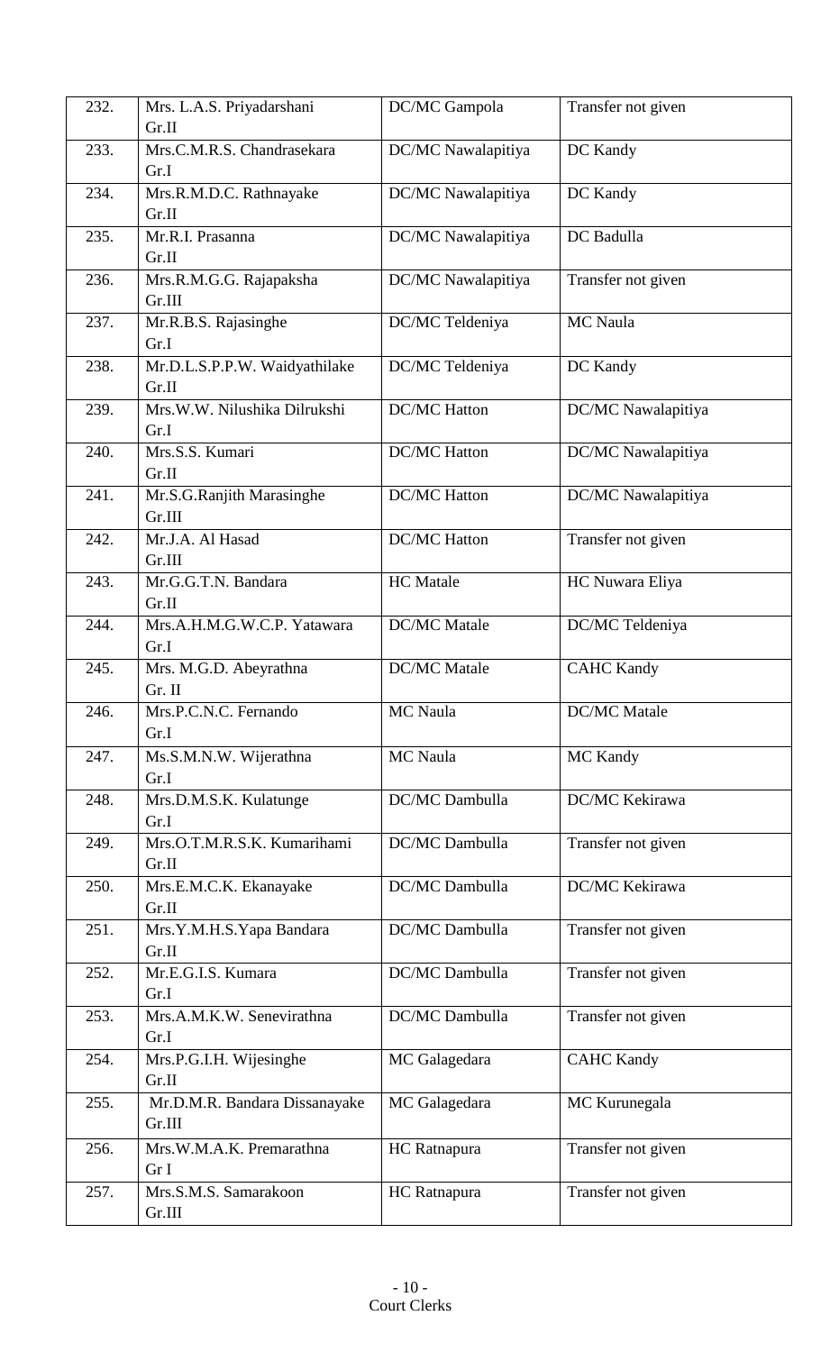| 232. | Mrs. L.A.S. Priyadarshani Gr.II | DC/MC Gampola | Transfer not given |
|---|---|---|---|
| 233. | Mrs.C.M.R.S. Chandrasekara Gr.I | DC/MC Nawalapitiya | DC Kandy |
| 234. | Mrs.R.M.D.C. Rathnayake Gr.II | DC/MC Nawalapitiya | DC Kandy |
| 235. | Mr.R.I. Prasanna Gr.II | DC/MC Nawalapitiya | DC Badulla |
| 236. | Mrs.R.M.G.G. Rajapaksha Gr.III | DC/MC Nawalapitiya | Transfer not given |
| 237. | Mr.R.B.S. Rajasinghe Gr.I | DC/MC Teldeniya | MC Naula |
| 238. | Mr.D.L.S.P.P.W. Waidyathilake Gr.II | DC/MC Teldeniya | DC Kandy |
| 239. | Mrs.W.W. Nilushika Dilrukshi Gr.I | DC/MC Hatton | DC/MC Nawalapitiya |
| 240. | Mrs.S.S. Kumari Gr.II | DC/MC Hatton | DC/MC Nawalapitiya |
| 241. | Mr.S.G.Ranjith Marasinghe Gr.III | DC/MC Hatton | DC/MC Nawalapitiya |
| 242. | Mr.J.A. Al Hasad Gr.III | DC/MC Hatton | Transfer not given |
| 243. | Mr.G.G.T.N. Bandara Gr.II | HC Matale | HC Nuwara Eliya |
| 244. | Mrs.A.H.M.G.W.C.P. Yatawara Gr.I | DC/MC Matale | DC/MC Teldeniya |
| 245. | Mrs. M.G.D. Abeyrathna Gr. II | DC/MC Matale | CAHC Kandy |
| 246. | Mrs.P.C.N.C. Fernando Gr.I | MC Naula | DC/MC Matale |
| 247. | Ms.S.M.N.W. Wijerathna Gr.I | MC Naula | MC Kandy |
| 248. | Mrs.D.M.S.K. Kulatunge Gr.I | DC/MC Dambulla | DC/MC Kekirawa |
| 249. | Mrs.O.T.M.R.S.K. Kumarihami Gr.II | DC/MC Dambulla | Transfer not given |
| 250. | Mrs.E.M.C.K. Ekanayake Gr.II | DC/MC Dambulla | DC/MC Kekirawa |
| 251. | Mrs.Y.M.H.S.Yapa Bandara Gr.II | DC/MC Dambulla | Transfer not given |
| 252. | Mr.E.G.I.S. Kumara Gr.I | DC/MC Dambulla | Transfer not given |
| 253. | Mrs.A.M.K.W. Senevirathna Gr.I | DC/MC Dambulla | Transfer not given |
| 254. | Mrs.P.G.I.H. Wijesinghe Gr.II | MC Galagedara | CAHC Kandy |
| 255. | Mr.D.M.R. Bandara Dissanayake Gr.III | MC Galagedara | MC Kurunegala |
| 256. | Mrs.W.M.A.K. Premarathna Gr I | HC Ratnapura | Transfer not given |
| 257. | Mrs.S.M.S. Samarakoon Gr.III | HC Ratnapura | Transfer not given |

Court Clerks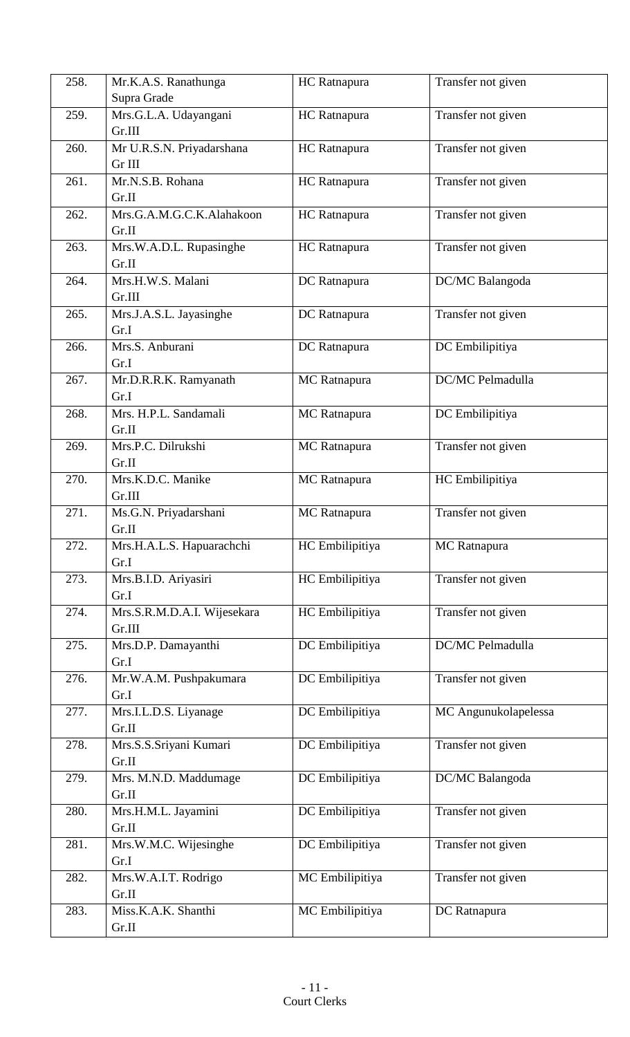| 258. | Mr.K.A.S. Ranathunga<br>Supra Grade | HC Ratnapura | Transfer not given |
|---|---|---|---|
| 259. | Mrs.G.L.A. Udayangani<br>Gr.III | HC Ratnapura | Transfer not given |
| 260. | Mr U.R.S.N. Priyadarshana<br>Gr III | HC Ratnapura | Transfer not given |
| 261. | Mr.N.S.B. Rohana<br>Gr.II | HC Ratnapura | Transfer not given |
| 262. | Mrs.G.A.M.G.C.K.Alahakoon<br>Gr.II | HC Ratnapura | Transfer not given |
| 263. | Mrs.W.A.D.L. Rupasinghe<br>Gr.II | HC Ratnapura | Transfer not given |
| 264. | Mrs.H.W.S. Malani<br>Gr.III | DC Ratnapura | DC/MC Balangoda |
| 265. | Mrs.J.A.S.L. Jayasinghe<br>Gr.I | DC Ratnapura | Transfer not given |
| 266. | Mrs.S. Anburani<br>Gr.I | DC Ratnapura | DC Embilipitiya |
| 267. | Mr.D.R.R.K. Ramyanath<br>Gr.I | MC Ratnapura | DC/MC Pelmadulla |
| 268. | Mrs. H.P.L. Sandamali<br>Gr.II | MC Ratnapura | DC Embilipitiya |
| 269. | Mrs.P.C. Dilrukshi<br>Gr.II | MC Ratnapura | Transfer not given |
| 270. | Mrs.K.D.C. Manike<br>Gr.III | MC Ratnapura | HC Embilipitiya |
| 271. | Ms.G.N. Priyadarshani<br>Gr.II | MC Ratnapura | Transfer not given |
| 272. | Mrs.H.A.L.S. Hapuarachchi<br>Gr.I | HC Embilipitiya | MC Ratnapura |
| 273. | Mrs.B.I.D. Ariyasiri<br>Gr.I | HC Embilipitiya | Transfer not given |
| 274. | Mrs.S.R.M.D.A.I. Wijesekara<br>Gr.III | HC Embilipitiya | Transfer not given |
| 275. | Mrs.D.P. Damayanthi<br>Gr.I | DC Embilipitiya | DC/MC Pelmadulla |
| 276. | Mr.W.A.M. Pushpakumara<br>Gr.I | DC Embilipitiya | Transfer not given |
| 277. | Mrs.I.L.D.S. Liyanage<br>Gr.II | DC Embilipitiya | MC Angunukolapelessa |
| 278. | Mrs.S.S.Sriyani Kumari<br>Gr.II | DC Embilipitiya | Transfer not given |
| 279. | Mrs. M.N.D. Maddumage<br>Gr.II | DC Embilipitiya | DC/MC Balangoda |
| 280. | Mrs.H.M.L. Jayamini<br>Gr.II | DC Embilipitiya | Transfer not given |
| 281. | Mrs.W.M.C. Wijesinghe<br>Gr.I | DC Embilipitiya | Transfer not given |
| 282. | Mrs.W.A.I.T. Rodrigo<br>Gr.II | MC Embilipitiya | Transfer not given |
| 283. | Miss.K.A.K. Shanthi<br>Gr.II | MC Embilipitiya | DC Ratnapura |

Court Clerks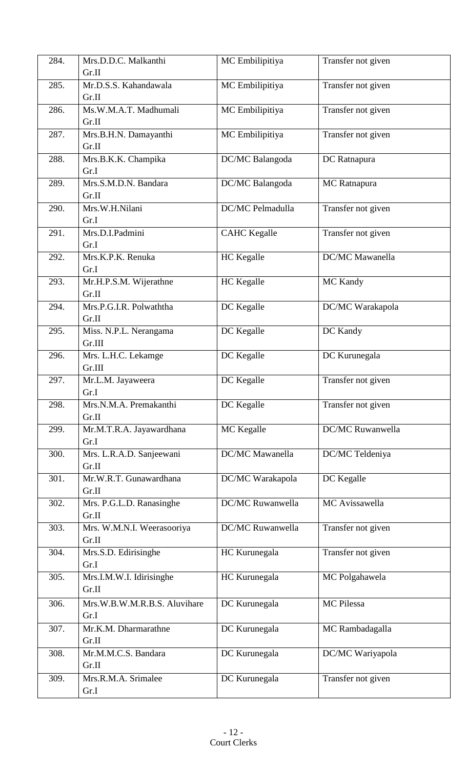| 284. | Mrs.D.D.C. Malkanthi Gr.II | MC Embilipitiya | Transfer not given |
|---|---|---|---|
| 285. | Mr.D.S.S. Kahandawala Gr.II | MC Embilipitiya | Transfer not given |
| 286. | Ms.W.M.A.T. Madhumali Gr.II | MC Embilipitiya | Transfer not given |
| 287. | Mrs.B.H.N. Damayanthi Gr.II | MC Embilipitiya | Transfer not given |
| 288. | Mrs.B.K.K. Champika Gr.I | DC/MC Balangoda | DC Ratnapura |
| 289. | Mrs.S.M.D.N. Bandara Gr.II | DC/MC Balangoda | MC Ratnapura |
| 290. | Mrs.W.H.Nilani Gr.I | DC/MC Pelmadulla | Transfer not given |
| 291. | Mrs.D.I.Padmini Gr.I | CAHC Kegalle | Transfer not given |
| 292. | Mrs.K.P.K. Renuka Gr.I | HC Kegalle | DC/MC Mawanella |
| 293. | Mr.H.P.S.M. Wijerathne Gr.II | HC Kegalle | MC Kandy |
| 294. | Mrs.P.G.I.R. Polwaththa Gr.II | DC Kegalle | DC/MC Warakapola |
| 295. | Miss. N.P.L. Nerangama Gr.III | DC Kegalle | DC Kandy |
| 296. | Mrs. L.H.C. Lekamge Gr.III | DC Kegalle | DC Kurunegala |
| 297. | Mr.L.M. Jayaweera Gr.I | DC Kegalle | Transfer not given |
| 298. | Mrs.N.M.A. Premakanthi Gr.II | DC Kegalle | Transfer not given |
| 299. | Mr.M.T.R.A. Jayawardhana Gr.I | MC Kegalle | DC/MC Ruwanwella |
| 300. | Mrs. L.R.A.D. Sanjeewani Gr.II | DC/MC Mawanella | DC/MC Teldeniya |
| 301. | Mr.W.R.T. Gunawardhana Gr.II | DC/MC Warakapola | DC Kegalle |
| 302. | Mrs. P.G.L.D. Ranasinghe Gr.II | DC/MC Ruwanwella | MC Avissawella |
| 303. | Mrs. W.M.N.I. Weerasooriya Gr.II | DC/MC Ruwanwella | Transfer not given |
| 304. | Mrs.S.D. Edirisinghe Gr.I | HC Kurunegala | Transfer not given |
| 305. | Mrs.I.M.W.I. Idirisinghe Gr.II | HC Kurunegala | MC Polgahawela |
| 306. | Mrs.W.B.W.M.R.B.S. Aluvihare Gr.I | DC Kurunegala | MC Pilessa |
| 307. | Mr.K.M. Dharmarathne Gr.II | DC Kurunegala | MC Rambadagalla |
| 308. | Mr.M.M.C.S. Bandara Gr.II | DC Kurunegala | DC/MC Wariyapola |
| 309. | Mrs.R.M.A. Srimalee Gr.I | DC Kurunegala | Transfer not given |

Court Clerks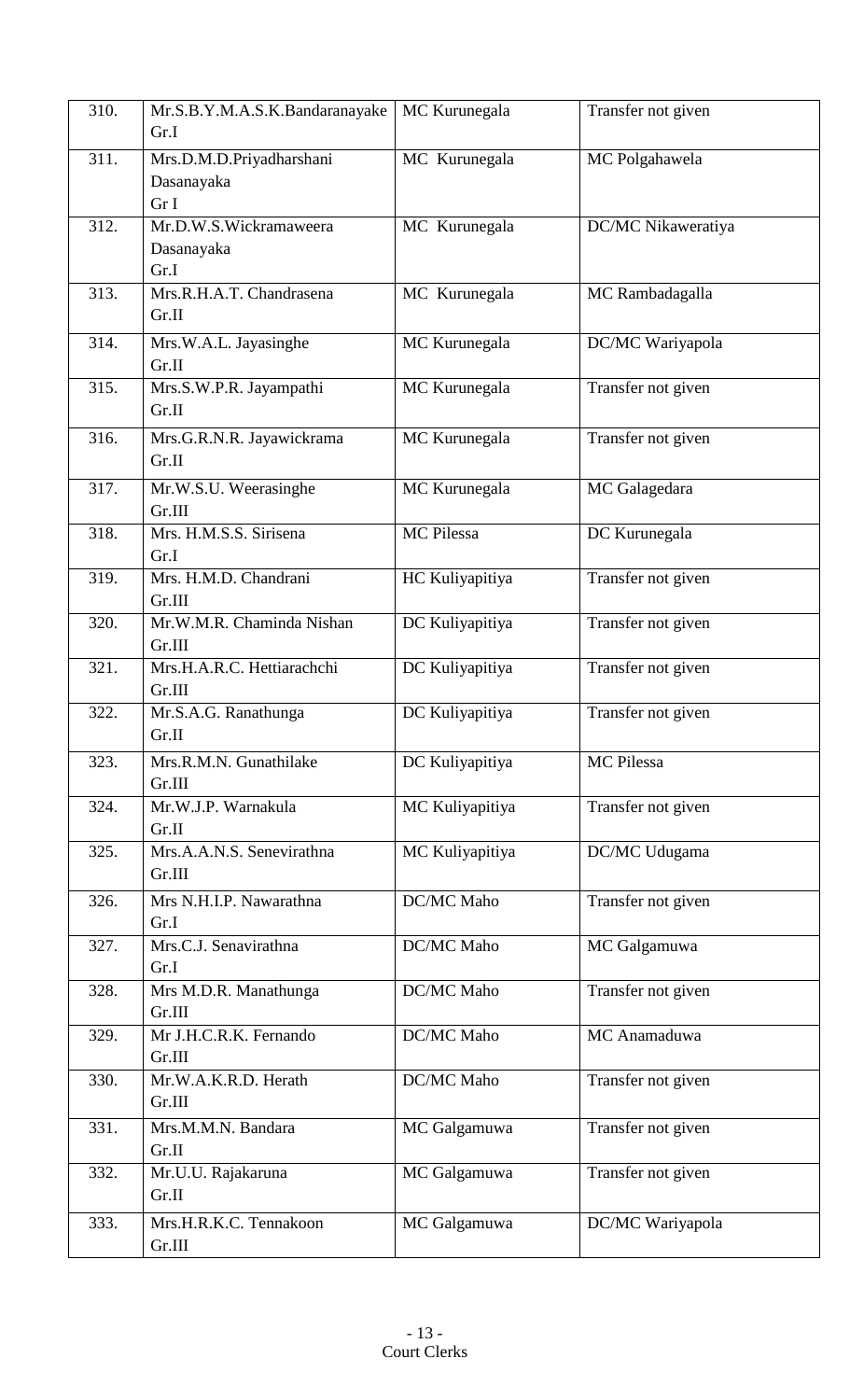| 310. | Mr.S.B.Y.M.A.S.K.Bandaranayake Gr.I | MC Kurunegala | Transfer not given |
|---|---|---|---|
| 311. | Mrs.D.M.D.Priyadharshani Dasanayaka Gr I | MC Kurunegala | MC Polgahawela |
| 312. | Mr.D.W.S.Wickramaweera Dasanayaka Gr.I | MC Kurunegala | DC/MC Nikaweratiya |
| 313. | Mrs.R.H.A.T. Chandrasena Gr.II | MC Kurunegala | MC Rambadagalla |
| 314. | Mrs.W.A.L. Jayasinghe Gr.II | MC Kurunegala | DC/MC Wariyapola |
| 315. | Mrs.S.W.P.R. Jayampathi Gr.II | MC Kurunegala | Transfer not given |
| 316. | Mrs.G.R.N.R. Jayawickrama Gr.II | MC Kurunegala | Transfer not given |
| 317. | Mr.W.S.U. Weerasinghe Gr.III | MC Kurunegala | MC Galagedara |
| 318. | Mrs. H.M.S.S. Sirisena Gr.I | MC Pilessa | DC Kurunegala |
| 319. | Mrs. H.M.D. Chandrani Gr.III | HC Kuliyapitiya | Transfer not given |
| 320. | Mr.W.M.R. Chaminda Nishan Gr.III | DC Kuliyapitiya | Transfer not given |
| 321. | Mrs.H.A.R.C. Hettiarachchi Gr.III | DC Kuliyapitiya | Transfer not given |
| 322. | Mr.S.A.G. Ranathunga Gr.II | DC Kuliyapitiya | Transfer not given |
| 323. | Mrs.R.M.N. Gunathilake Gr.III | DC Kuliyapitiya | MC Pilessa |
| 324. | Mr.W.J.P. Warnakula Gr.II | MC Kuliyapitiya | Transfer not given |
| 325. | Mrs.A.A.N.S. Senevirathna Gr.III | MC Kuliyapitiya | DC/MC Udugama |
| 326. | Mrs N.H.I.P. Nawarathna Gr.I | DC/MC Maho | Transfer not given |
| 327. | Mrs.C.J. Senavirathna Gr.I | DC/MC Maho | MC Galgamuwa |
| 328. | Mrs M.D.R. Manathunga Gr.III | DC/MC Maho | Transfer not given |
| 329. | Mr J.H.C.R.K. Fernando Gr.III | DC/MC Maho | MC Anamaduwa |
| 330. | Mr.W.A.K.R.D. Herath Gr.III | DC/MC Maho | Transfer not given |
| 331. | Mrs.M.M.N. Bandara Gr.II | MC Galgamuwa | Transfer not given |
| 332. | Mr.U.U. Rajakaruna Gr.II | MC Galgamuwa | Transfer not given |
| 333. | Mrs.H.R.K.C. Tennakoon Gr.III | MC Galgamuwa | DC/MC Wariyapola |

Court Clerks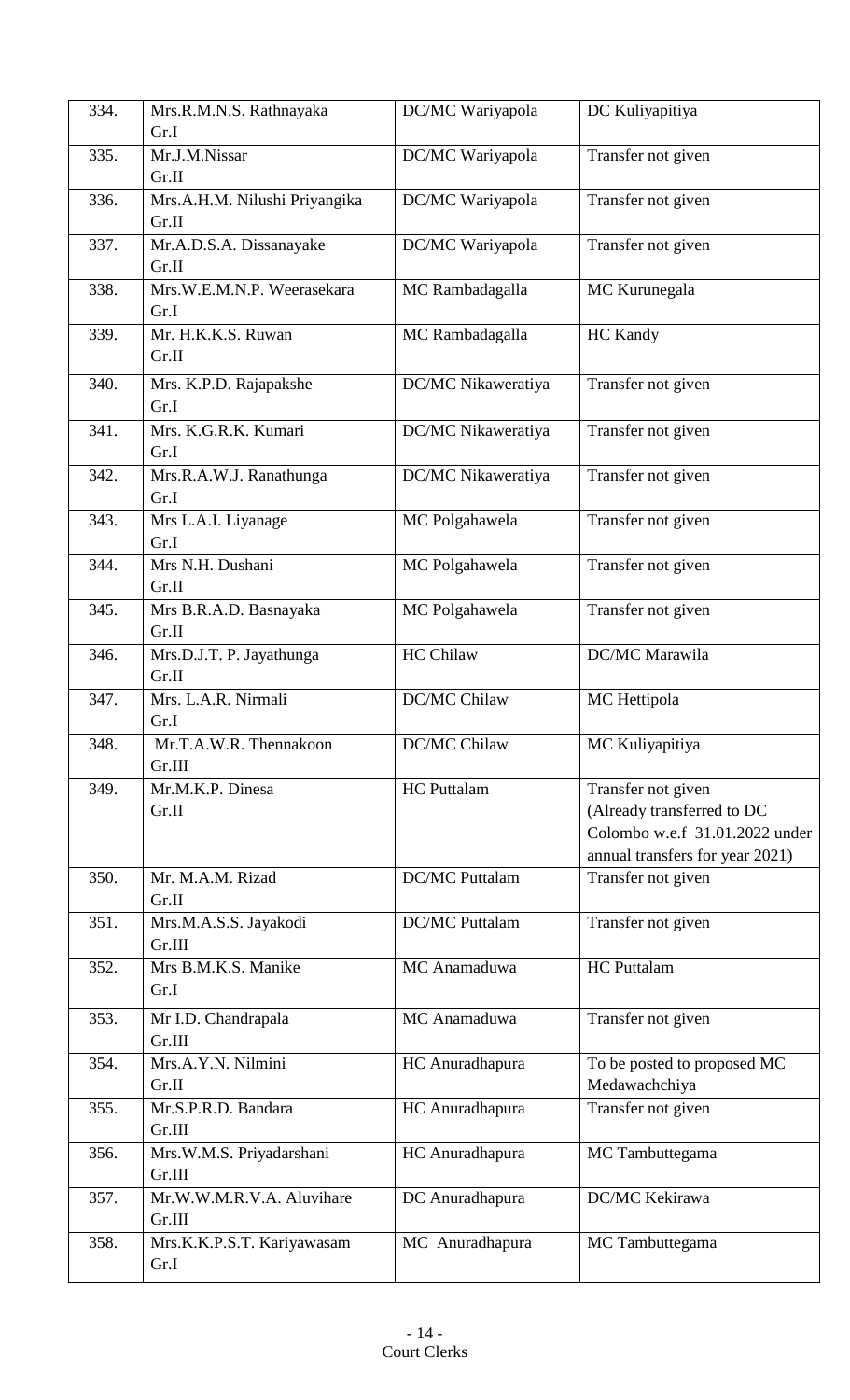| 334. | Mrs.R.M.N.S. Rathnayaka Gr.I | DC/MC Wariyapola | DC Kuliyapitiya |
|---|---|---|---|
| 335. | Mr.J.M.Nissar Gr.II | DC/MC Wariyapola | Transfer not given |
| 336. | Mrs.A.H.M. Nilushi Priyangika Gr.II | DC/MC Wariyapola | Transfer not given |
| 337. | Mr.A.D.S.A. Dissanayake Gr.II | DC/MC Wariyapola | Transfer not given |
| 338. | Mrs.W.E.M.N.P. Weerasekara Gr.I | MC Rambadagalla | MC Kurunegala |
| 339. | Mr. H.K.K.S. Ruwan Gr.II | MC Rambadagalla | HC Kandy |
| 340. | Mrs. K.P.D. Rajapakshe Gr.I | DC/MC Nikaweratiya | Transfer not given |
| 341. | Mrs. K.G.R.K. Kumari Gr.I | DC/MC Nikaweratiya | Transfer not given |
| 342. | Mrs.R.A.W.J. Ranathunga Gr.I | DC/MC Nikaweratiya | Transfer not given |
| 343. | Mrs L.A.I. Liyanage Gr.I | MC Polgahawela | Transfer not given |
| 344. | Mrs N.H. Dushani Gr.II | MC Polgahawela | Transfer not given |
| 345. | Mrs B.R.A.D. Basnayaka Gr.II | MC Polgahawela | Transfer not given |
| 346. | Mrs.D.J.T. P. Jayathunga Gr.II | HC Chilaw | DC/MC Marawila |
| 347. | Mrs. L.A.R. Nirmali Gr.I | DC/MC Chilaw | MC Hettipola |
| 348. | Mr.T.A.W.R. Thennakoon Gr.III | DC/MC Chilaw | MC Kuliyapitiya |
| 349. | Mr.M.K.P. Dinesa Gr.II | HC Puttalam | Transfer not given (Already transferred to DC Colombo w.e.f 31.01.2022 under annual transfers for year 2021) |
| 350. | Mr. M.A.M. Rizad Gr.II | DC/MC Puttalam | Transfer not given |
| 351. | Mrs.M.A.S.S. Jayakodi Gr.III | DC/MC Puttalam | Transfer not given |
| 352. | Mrs B.M.K.S. Manike Gr.I | MC Anamaduwa | HC Puttalam |
| 353. | Mr I.D. Chandrapala Gr.III | MC Anamaduwa | Transfer not given |
| 354. | Mrs.A.Y.N. Nilmini Gr.II | HC Anuradhapura | To be posted to proposed MC Medawachchiya |
| 355. | Mr.S.P.R.D. Bandara Gr.III | HC Anuradhapura | Transfer not given |
| 356. | Mrs.W.M.S. Priyadarshani Gr.III | HC Anuradhapura | MC Tambuttegama |
| 357. | Mr.W.W.M.R.V.A. Aluvihare Gr.III | DC Anuradhapura | DC/MC Kekirawa |
| 358. | Mrs.K.K.P.S.T. Kariyawasam Gr.I | MC Anuradhapura | MC Tambuttegama |

Court Clerks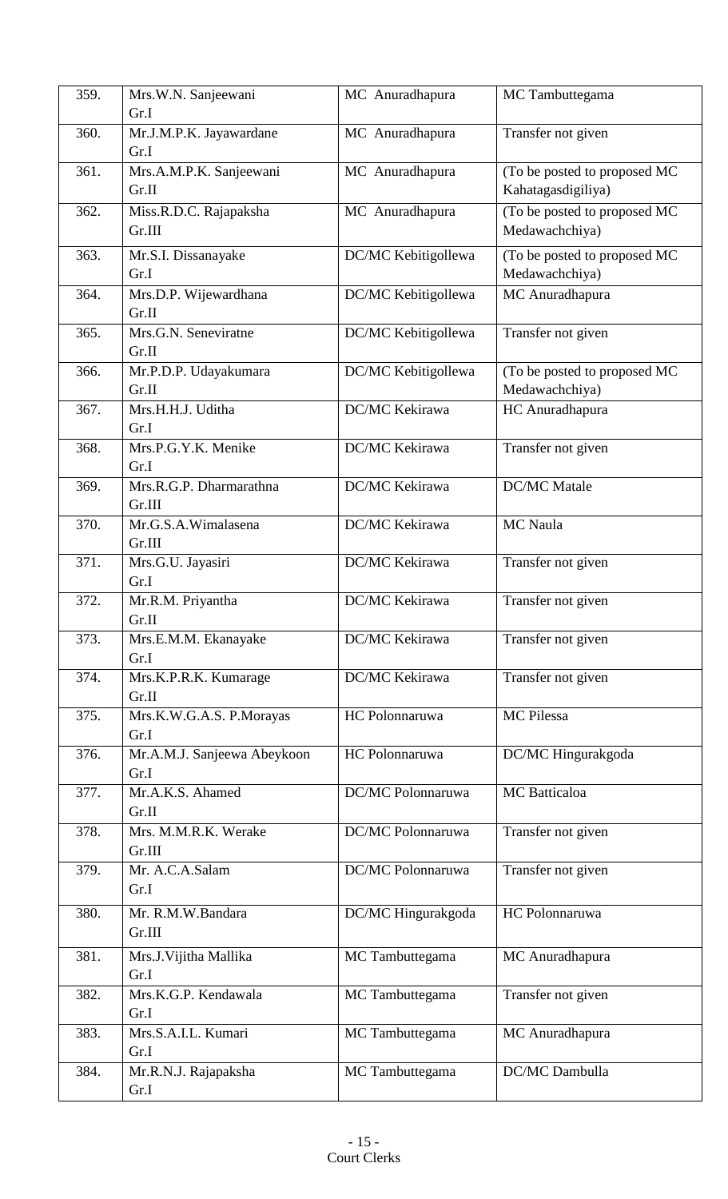| 359. | Mrs.W.N. Sanjeewani Gr.I | MC Anuradhapura | MC Tambuttegama |
|---|---|---|---|
| 360. | Mr.J.M.P.K. Jayawardane Gr.I | MC Anuradhapura | Transfer not given |
| 361. | Mrs.A.M.P.K. Sanjeewani Gr.II | MC Anuradhapura | (To be posted to proposed MC Kahatagasdigiliya) |
| 362. | Miss.R.D.C. Rajapaksha Gr.III | MC Anuradhapura | (To be posted to proposed MC Medawachchiya) |
| 363. | Mr.S.I. Dissanayake Gr.I | DC/MC Kebitigollewa | (To be posted to proposed MC Medawachchiya) |
| 364. | Mrs.D.P. Wijewardhana Gr.II | DC/MC Kebitigollewa | MC Anuradhapura |
| 365. | Mrs.G.N. Seneviratne Gr.II | DC/MC Kebitigollewa | Transfer not given |
| 366. | Mr.P.D.P. Udayakumara Gr.II | DC/MC Kebitigollewa | (To be posted to proposed MC Medawachchiya) |
| 367. | Mrs.H.H.J. Uditha Gr.I | DC/MC Kekirawa | HC Anuradhapura |
| 368. | Mrs.P.G.Y.K. Menike Gr.I | DC/MC Kekirawa | Transfer not given |
| 369. | Mrs.R.G.P. Dharmarathna Gr.III | DC/MC Kekirawa | DC/MC Matale |
| 370. | Mr.G.S.A.Wimalasena Gr.III | DC/MC Kekirawa | MC Naula |
| 371. | Mrs.G.U. Jayasiri Gr.I | DC/MC Kekirawa | Transfer not given |
| 372. | Mr.R.M. Priyantha Gr.II | DC/MC Kekirawa | Transfer not given |
| 373. | Mrs.E.M.M. Ekanayake Gr.I | DC/MC Kekirawa | Transfer not given |
| 374. | Mrs.K.P.R.K. Kumarage Gr.II | DC/MC Kekirawa | Transfer not given |
| 375. | Mrs.K.W.G.A.S. P.Morayas Gr.I | HC Polonnaruwa | MC Pilessa |
| 376. | Mr.A.M.J. Sanjeewa Abeykoon Gr.I | HC Polonnaruwa | DC/MC Hingurakgoda |
| 377. | Mr.A.K.S. Ahamed Gr.II | DC/MC Polonnaruwa | MC Batticaloa |
| 378. | Mrs. M.M.R.K. Werake Gr.III | DC/MC Polonnaruwa | Transfer not given |
| 379. | Mr. A.C.A.Salam Gr.I | DC/MC Polonnaruwa | Transfer not given |
| 380. | Mr. R.M.W.Bandara Gr.III | DC/MC Hingurakgoda | HC Polonnaruwa |
| 381. | Mrs.J.Vijitha Mallika Gr.I | MC Tambuttegama | MC Anuradhapura |
| 382. | Mrs.K.G.P. Kendawala Gr.I | MC Tambuttegama | Transfer not given |
| 383. | Mrs.S.A.I.L. Kumari Gr.I | MC Tambuttegama | MC Anuradhapura |
| 384. | Mr.R.N.J. Rajapaksha Gr.I | MC Tambuttegama | DC/MC Dambulla |

Court Clerks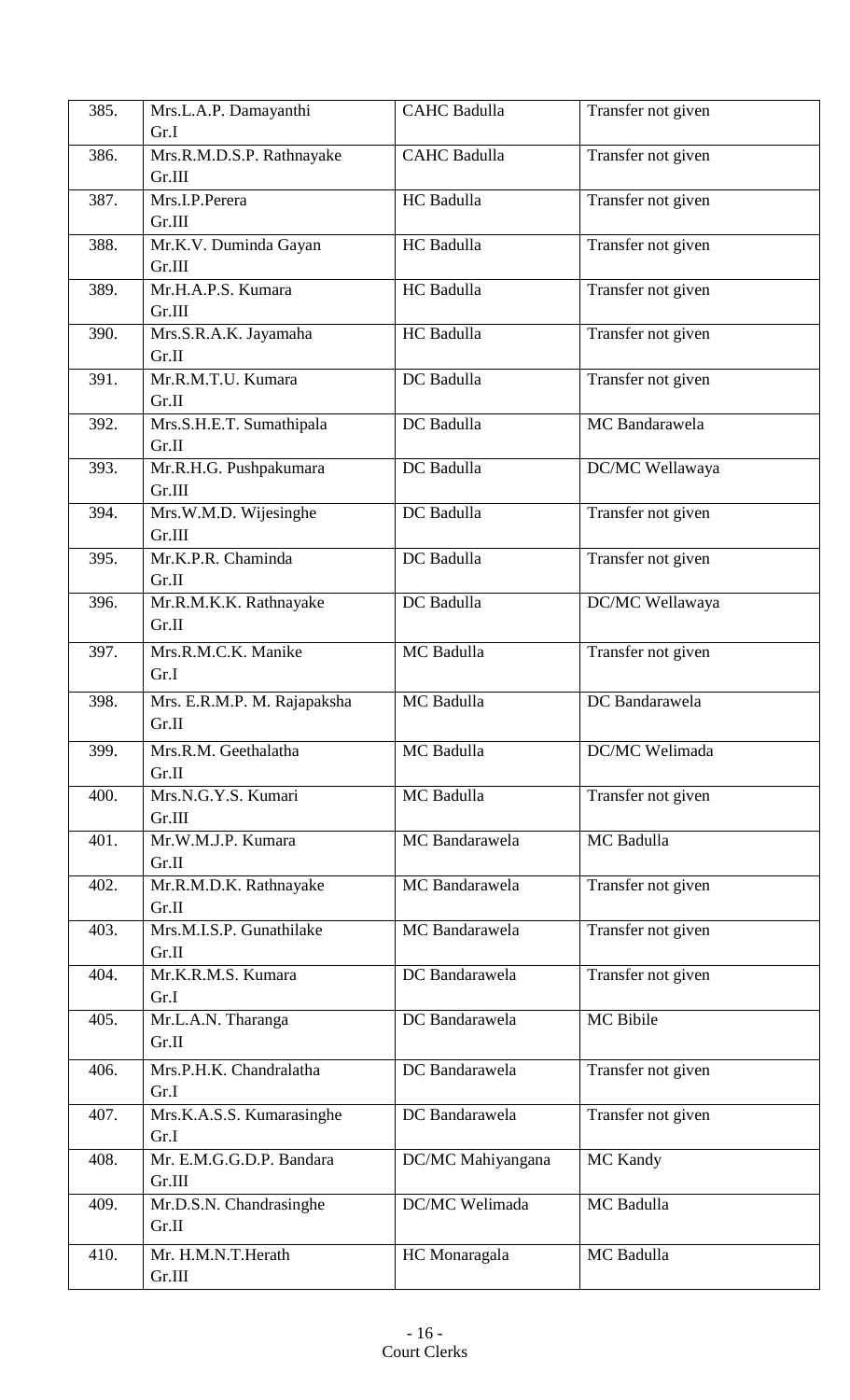| 385. | Mrs.L.A.P. Damayanthi Gr.I | CAHC Badulla | Transfer not given |
|---|---|---|---|
| 386. | Mrs.R.M.D.S.P. Rathnayake Gr.III | CAHC Badulla | Transfer not given |
| 387. | Mrs.I.P.Perera Gr.III | HC Badulla | Transfer not given |
| 388. | Mr.K.V. Duminda Gayan Gr.III | HC Badulla | Transfer not given |
| 389. | Mr.H.A.P.S. Kumara Gr.III | HC Badulla | Transfer not given |
| 390. | Mrs.S.R.A.K. Jayamaha Gr.II | HC Badulla | Transfer not given |
| 391. | Mr.R.M.T.U. Kumara Gr.II | DC Badulla | Transfer not given |
| 392. | Mrs.S.H.E.T. Sumathipala Gr.II | DC Badulla | MC Bandarawela |
| 393. | Mr.R.H.G. Pushpakumara Gr.III | DC Badulla | DC/MC Wellawaya |
| 394. | Mrs.W.M.D. Wijesinghe Gr.III | DC Badulla | Transfer not given |
| 395. | Mr.K.P.R. Chaminda Gr.II | DC Badulla | Transfer not given |
| 396. | Mr.R.M.K.K. Rathnayake Gr.II | DC Badulla | DC/MC Wellawaya |
| 397. | Mrs.R.M.C.K. Manike Gr.I | MC Badulla | Transfer not given |
| 398. | Mrs. E.R.M.P. M. Rajapaksha Gr.II | MC Badulla | DC Bandarawela |
| 399. | Mrs.R.M. Geethalatha Gr.II | MC Badulla | DC/MC Welimada |
| 400. | Mrs.N.G.Y.S. Kumari Gr.III | MC Badulla | Transfer not given |
| 401. | Mr.W.M.J.P. Kumara Gr.II | MC Bandarawela | MC Badulla |
| 402. | Mr.R.M.D.K. Rathnayake Gr.II | MC Bandarawela | Transfer not given |
| 403. | Mrs.M.I.S.P. Gunathilake Gr.II | MC Bandarawela | Transfer not given |
| 404. | Mr.K.R.M.S. Kumara Gr.I | DC Bandarawela | Transfer not given |
| 405. | Mr.L.A.N. Tharanga Gr.II | DC Bandarawela | MC Bibile |
| 406. | Mrs.P.H.K. Chandralatha Gr.I | DC Bandarawela | Transfer not given |
| 407. | Mrs.K.A.S.S. Kumarasinghe Gr.I | DC Bandarawela | Transfer not given |
| 408. | Mr. E.M.G.G.D.P. Bandara Gr.III | DC/MC Mahiyangana | MC Kandy |
| 409. | Mr.D.S.N. Chandrasinghe Gr.II | DC/MC Welimada | MC Badulla |
| 410. | Mr. H.M.N.T.Herath Gr.III | HC Monaragala | MC Badulla |

Court Clerks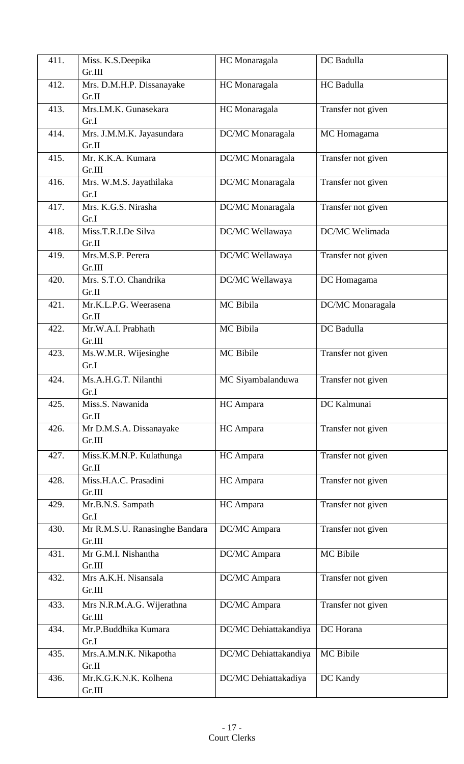| 411. | Miss. K.S.Deepika<br>Gr.III | HC Monaragala | DC Badulla |
|---|---|---|---|
| 412. | Mrs. D.M.H.P. Dissanayake<br>Gr.II | HC Monaragala | HC Badulla |
| 413. | Mrs.I.M.K. Gunasekara<br>Gr.I | HC Monaragala | Transfer not given |
| 414. | Mrs. J.M.M.K. Jayasundara<br>Gr.II | DC/MC Monaragala | MC Homagama |
| 415. | Mr. K.K.A. Kumara<br>Gr.III | DC/MC Monaragala | Transfer not given |
| 416. | Mrs. W.M.S. Jayathilaka<br>Gr.I | DC/MC Monaragala | Transfer not given |
| 417. | Mrs. K.G.S. Nirasha<br>Gr.I | DC/MC Monaragala | Transfer not given |
| 418. | Miss.T.R.I.De Silva<br>Gr.II | DC/MC Wellawaya | DC/MC Welimada |
| 419. | Mrs.M.S.P. Perera<br>Gr.III | DC/MC Wellawaya | Transfer not given |
| 420. | Mrs. S.T.O. Chandrika<br>Gr.II | DC/MC Wellawaya | DC Homagama |
| 421. | Mr.K.L.P.G. Weerasena<br>Gr.II | MC Bibila | DC/MC Monaragala |
| 422. | Mr.W.A.I. Prabhath<br>Gr.III | MC Bibila | DC Badulla |
| 423. | Ms.W.M.R. Wijesinghe<br>Gr.I | MC Bibile | Transfer not given |
| 424. | Ms.A.H.G.T. Nilanthi<br>Gr.I | MC Siyambalanduwa | Transfer not given |
| 425. | Miss.S. Nawanida<br>Gr.II | HC Ampara | DC Kalmunai |
| 426. | Mr D.M.S.A. Dissanayake<br>Gr.III | HC Ampara | Transfer not given |
| 427. | Miss.K.M.N.P. Kulathunga<br>Gr.II | HC Ampara | Transfer not given |
| 428. | Miss.H.A.C. Prasadini<br>Gr.III | HC Ampara | Transfer not given |
| 429. | Mr.B.N.S. Sampath<br>Gr.I | HC Ampara | Transfer not given |
| 430. | Mr R.M.S.U. Ranasinghe Bandara<br>Gr.III | DC/MC Ampara | Transfer not given |
| 431. | Mr G.M.I. Nishantha<br>Gr.III | DC/MC Ampara | MC Bibile |
| 432. | Mrs A.K.H. Nisansala<br>Gr.III | DC/MC Ampara | Transfer not given |
| 433. | Mrs N.R.M.A.G. Wijerathna<br>Gr.III | DC/MC Ampara | Transfer not given |
| 434. | Mr.P.Buddhika Kumara<br>Gr.I | DC/MC Dehiattakandiya | DC Horana |
| 435. | Mrs.A.M.N.K. Nikapotha<br>Gr.II | DC/MC Dehiattakandiya | MC Bibile |
| 436. | Mr.K.G.K.N.K. Kolhena<br>Gr.III | DC/MC Dehiattakadiya | DC Kandy |

Court Clerks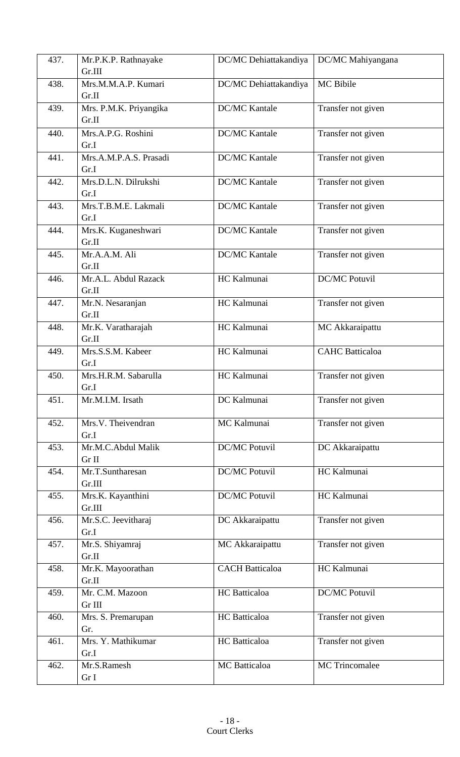| 437. | Mr.P.K.P. Rathnayake Gr.III | DC/MC Dehiattakandiya | DC/MC Mahiyangana |
|---|---|---|---|
| 438. | Mrs.M.M.A.P. Kumari Gr.II | DC/MC Dehiattakandiya | MC Bibile |
| 439. | Mrs. P.M.K. Priyangika Gr.II | DC/MC Kantale | Transfer not given |
| 440. | Mrs.A.P.G. Roshini Gr.I | DC/MC Kantale | Transfer not given |
| 441. | Mrs.A.M.P.A.S. Prasadi Gr.I | DC/MC Kantale | Transfer not given |
| 442. | Mrs.D.L.N. Dilrukshi Gr.I | DC/MC Kantale | Transfer not given |
| 443. | Mrs.T.B.M.E. Lakmali Gr.I | DC/MC Kantale | Transfer not given |
| 444. | Mrs.K. Kuganeshwari Gr.II | DC/MC Kantale | Transfer not given |
| 445. | Mr.A.A.M. Ali Gr.II | DC/MC Kantale | Transfer not given |
| 446. | Mr.A.L. Abdul Razack Gr.II | HC Kalmunai | DC/MC Potuvil |
| 447. | Mr.N. Nesaranjan Gr.II | HC Kalmunai | Transfer not given |
| 448. | Mr.K. Varatharajah Gr.II | HC Kalmunai | MC Akkaraipattu |
| 449. | Mrs.S.S.M. Kabeer Gr.I | HC Kalmunai | CAHC Batticaloa |
| 450. | Mrs.H.R.M. Sabarulla Gr.I | HC Kalmunai | Transfer not given |
| 451. | Mr.M.I.M. Irsath | DC Kalmunai | Transfer not given |
| 452. | Mrs.V. Theivendran Gr.I | MC Kalmunai | Transfer not given |
| 453. | Mr.M.C.Abdul Malik Gr II | DC/MC Potuvil | DC Akkaraipattu |
| 454. | Mr.T.Suntharesan Gr.III | DC/MC Potuvil | HC Kalmunai |
| 455. | Mrs.K. Kayanthini Gr.III | DC/MC Potuvil | HC Kalmunai |
| 456. | Mr.S.C. Jeevitharaj Gr.I | DC Akkaraipattu | Transfer not given |
| 457. | Mr.S. Shiyamraj Gr.II | MC Akkaraipattu | Transfer not given |
| 458. | Mr.K. Mayoorathan Gr.II | CACH Batticaloa | HC Kalmunai |
| 459. | Mr. C.M. Mazoon Gr III | HC Batticaloa | DC/MC Potuvil |
| 460. | Mrs. S. Premarupan Gr. | HC Batticaloa | Transfer not given |
| 461. | Mrs. Y. Mathikumar Gr.I | HC Batticaloa | Transfer not given |
| 462. | Mr.S.Ramesh Gr I | MC Batticaloa | MC Trincomalee |

Court Clerks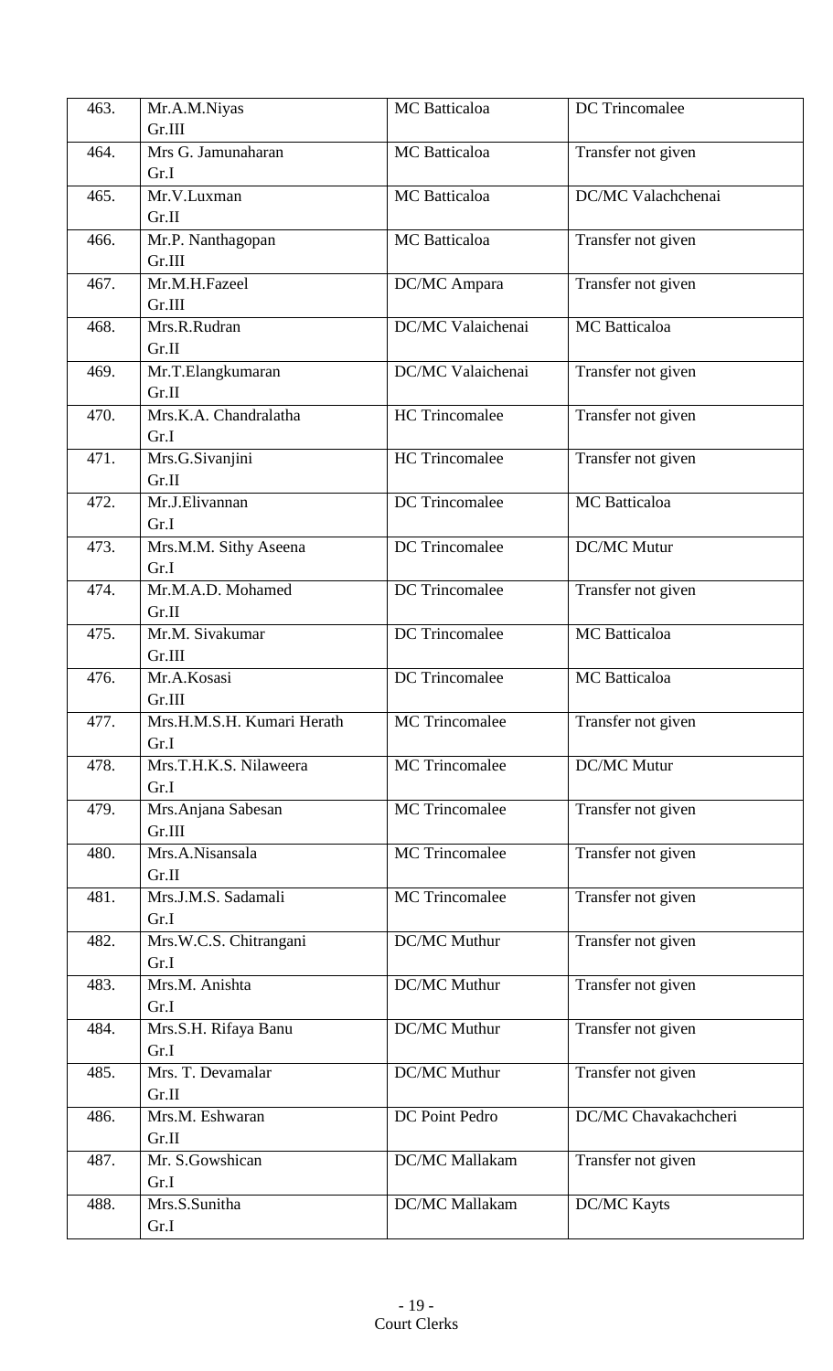| 463. | Mr.A.M.Niyas<br>Gr.III | MC Batticaloa | DC Trincomalee |
|---|---|---|---|
| 464. | Mrs G. Jamunaharan<br>Gr.I | MC Batticaloa | Transfer not given |
| 465. | Mr.V.Luxman<br>Gr.II | MC Batticaloa | DC/MC Valachchenai |
| 466. | Mr.P. Nanthagopan<br>Gr.III | MC Batticaloa | Transfer not given |
| 467. | Mr.M.H.Fazeel<br>Gr.III | DC/MC Ampara | Transfer not given |
| 468. | Mrs.R.Rudran<br>Gr.II | DC/MC Valaichenai | MC Batticaloa |
| 469. | Mr.T.Elangkumaran<br>Gr.II | DC/MC Valaichenai | Transfer not given |
| 470. | Mrs.K.A. Chandralatha<br>Gr.I | HC Trincomalee | Transfer not given |
| 471. | Mrs.G.Sivanjini<br>Gr.II | HC Trincomalee | Transfer not given |
| 472. | Mr.J.Elivannan<br>Gr.I | DC Trincomalee | MC Batticaloa |
| 473. | Mrs.M.M. Sithy Aseena<br>Gr.I | DC Trincomalee | DC/MC Mutur |
| 474. | Mr.M.A.D. Mohamed<br>Gr.II | DC Trincomalee | Transfer not given |
| 475. | Mr.M. Sivakumar<br>Gr.III | DC Trincomalee | MC Batticaloa |
| 476. | Mr.A.Kosasi<br>Gr.III | DC Trincomalee | MC Batticaloa |
| 477. | Mrs.H.M.S.H. Kumari Herath<br>Gr.I | MC Trincomalee | Transfer not given |
| 478. | Mrs.T.H.K.S. Nilaweera<br>Gr.I | MC Trincomalee | DC/MC Mutur |
| 479. | Mrs.Anjana Sabesan<br>Gr.III | MC Trincomalee | Transfer not given |
| 480. | Mrs.A.Nisansala<br>Gr.II | MC Trincomalee | Transfer not given |
| 481. | Mrs.J.M.S. Sadamali<br>Gr.I | MC Trincomalee | Transfer not given |
| 482. | Mrs.W.C.S. Chitrangani<br>Gr.I | DC/MC Muthur | Transfer not given |
| 483. | Mrs.M. Anishta<br>Gr.I | DC/MC Muthur | Transfer not given |
| 484. | Mrs.S.H. Rifaya Banu<br>Gr.I | DC/MC Muthur | Transfer not given |
| 485. | Mrs. T. Devamalar<br>Gr.II | DC/MC Muthur | Transfer not given |
| 486. | Mrs.M. Eshwaran<br>Gr.II | DC Point Pedro | DC/MC Chavakachcheri |
| 487. | Mr. S.Gowshican<br>Gr.I | DC/MC Mallakam | Transfer not given |
| 488. | Mrs.S.Sunitha<br>Gr.I | DC/MC Mallakam | DC/MC Kayts |

Court Clerks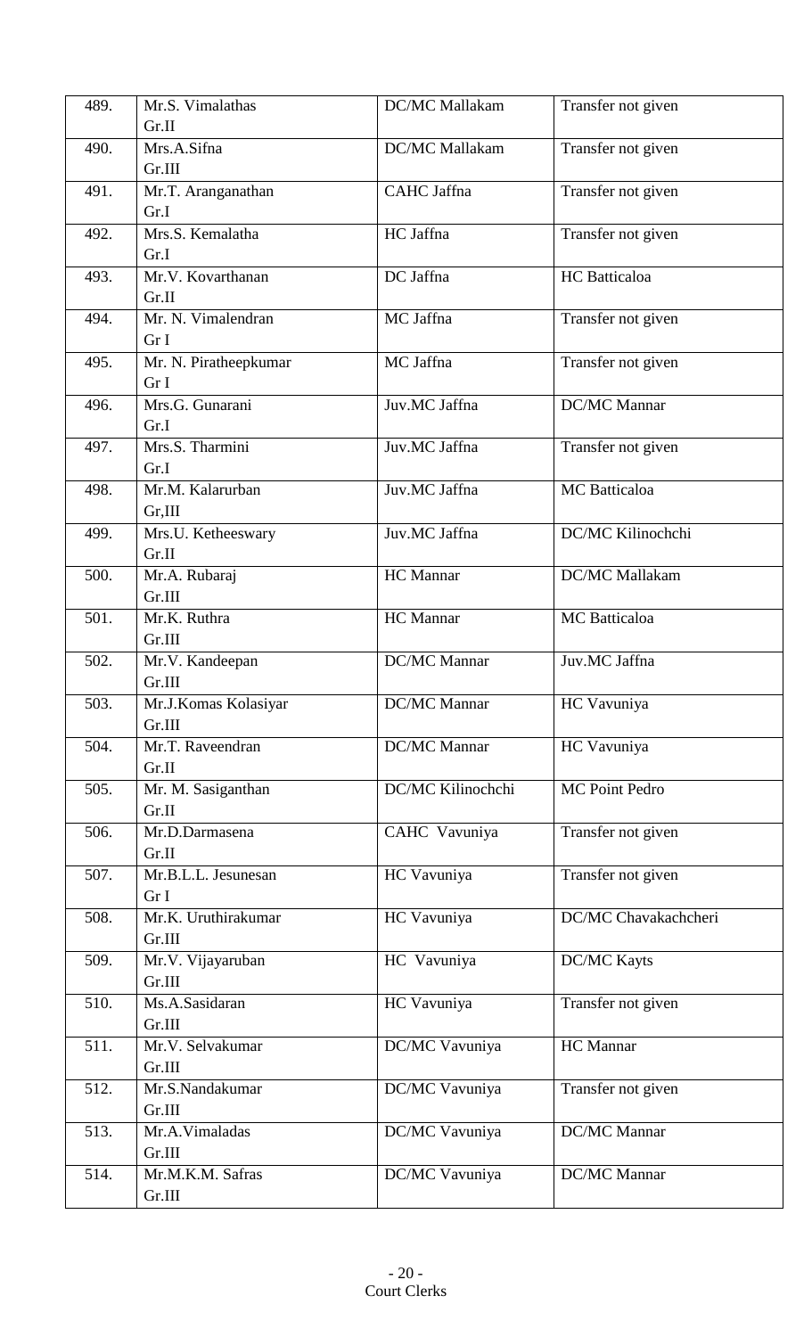| 489. | Mr.S. Vimalathas Gr.II | DC/MC Mallakam | Transfer not given |
|---|---|---|---|
| 490. | Mrs.A.Sifna Gr.III | DC/MC Mallakam | Transfer not given |
| 491. | Mr.T. Aranganathan Gr.I | CAHC Jaffna | Transfer not given |
| 492. | Mrs.S. Kemalatha Gr.I | HC Jaffna | Transfer not given |
| 493. | Mr.V. Kovarthanan Gr.II | DC Jaffna | HC Batticaloa |
| 494. | Mr. N. Vimalendran Gr I | MC Jaffna | Transfer not given |
| 495. | Mr. N. Piratheepkumar Gr I | MC Jaffna | Transfer not given |
| 496. | Mrs.G. Gunarani Gr.I | Juv.MC Jaffna | DC/MC Mannar |
| 497. | Mrs.S. Tharmini Gr.I | Juv.MC Jaffna | Transfer not given |
| 498. | Mr.M. Kalarurban Gr,III | Juv.MC Jaffna | MC Batticaloa |
| 499. | Mrs.U. Ketheeswary Gr.II | Juv.MC Jaffna | DC/MC Kilinochchi |
| 500. | Mr.A. Rubaraj Gr.III | HC Mannar | DC/MC Mallakam |
| 501. | Mr.K. Ruthra Gr.III | HC Mannar | MC Batticaloa |
| 502. | Mr.V. Kandeepan Gr.III | DC/MC Mannar | Juv.MC Jaffna |
| 503. | Mr.J.Komas Kolasiyar Gr.III | DC/MC Mannar | HC Vavuniya |
| 504. | Mr.T. Raveendran Gr.II | DC/MC Mannar | HC Vavuniya |
| 505. | Mr. M. Sasiganthan Gr.II | DC/MC Kilinochchi | MC Point Pedro |
| 506. | Mr.D.Darmasena Gr.II | CAHC Vavuniya | Transfer not given |
| 507. | Mr.B.L.L. Jesunesan Gr I | HC Vavuniya | Transfer not given |
| 508. | Mr.K. Uruthirakumar Gr.III | HC Vavuniya | DC/MC Chavakachcheri |
| 509. | Mr.V. Vijayaruban Gr.III | HC Vavuniya | DC/MC Kayts |
| 510. | Ms.A.Sasidaran Gr.III | HC Vavuniya | Transfer not given |
| 511. | Mr.V. Selvakumar Gr.III | DC/MC Vavuniya | HC Mannar |
| 512. | Mr.S.Nandakumar Gr.III | DC/MC Vavuniya | Transfer not given |
| 513. | Mr.A.Vimaladas Gr.III | DC/MC Vavuniya | DC/MC Mannar |
| 514. | Mr.M.K.M. Safras Gr.III | DC/MC Vavuniya | DC/MC Mannar |

Court Clerks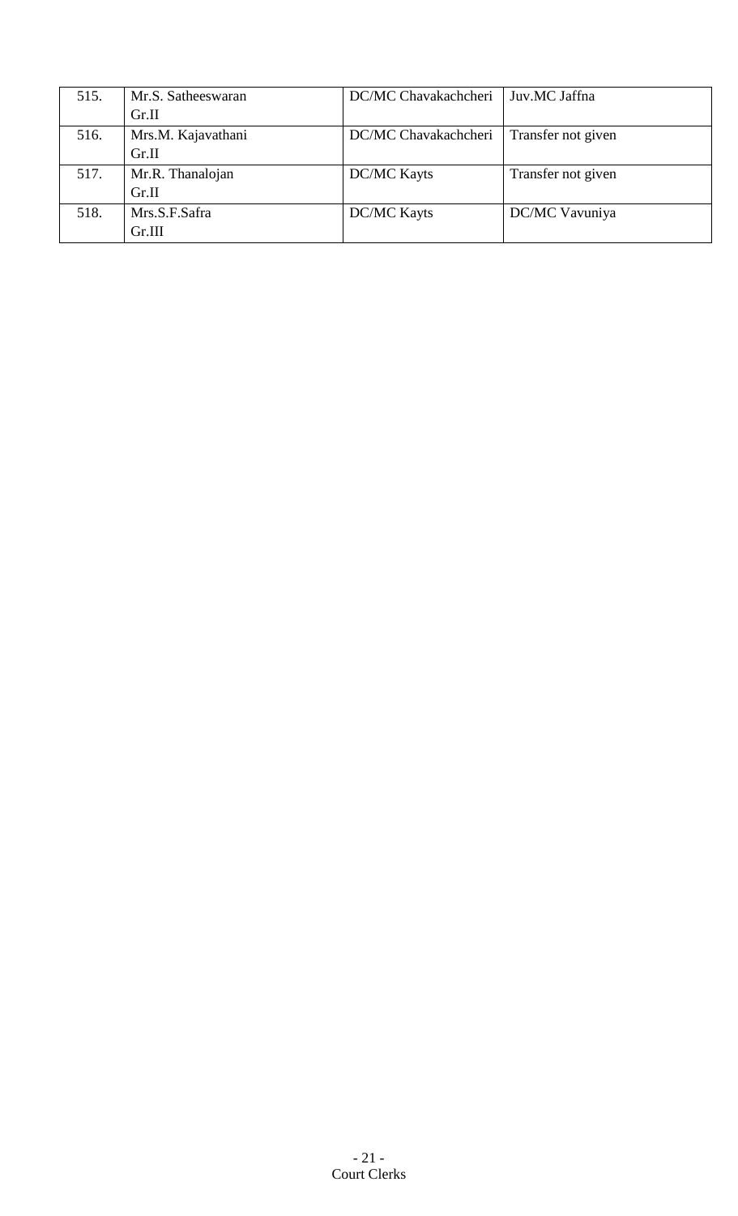| | | | |
|---|---|---|---|
| 515. | Mr.S. Satheeswaran<br>Gr.II | DC/MC Chavakachcheri | Juv.MC Jaffna |
| 516. | Mrs.M. Kajavathani<br>Gr.II | DC/MC Chavakachcheri | Transfer not given |
| 517. | Mr.R. Thanalojan<br>Gr.II | DC/MC Kayts | Transfer not given |
| 518. | Mrs.S.F.Safra<br>Gr.III | DC/MC Kayts | DC/MC Vavuniya |